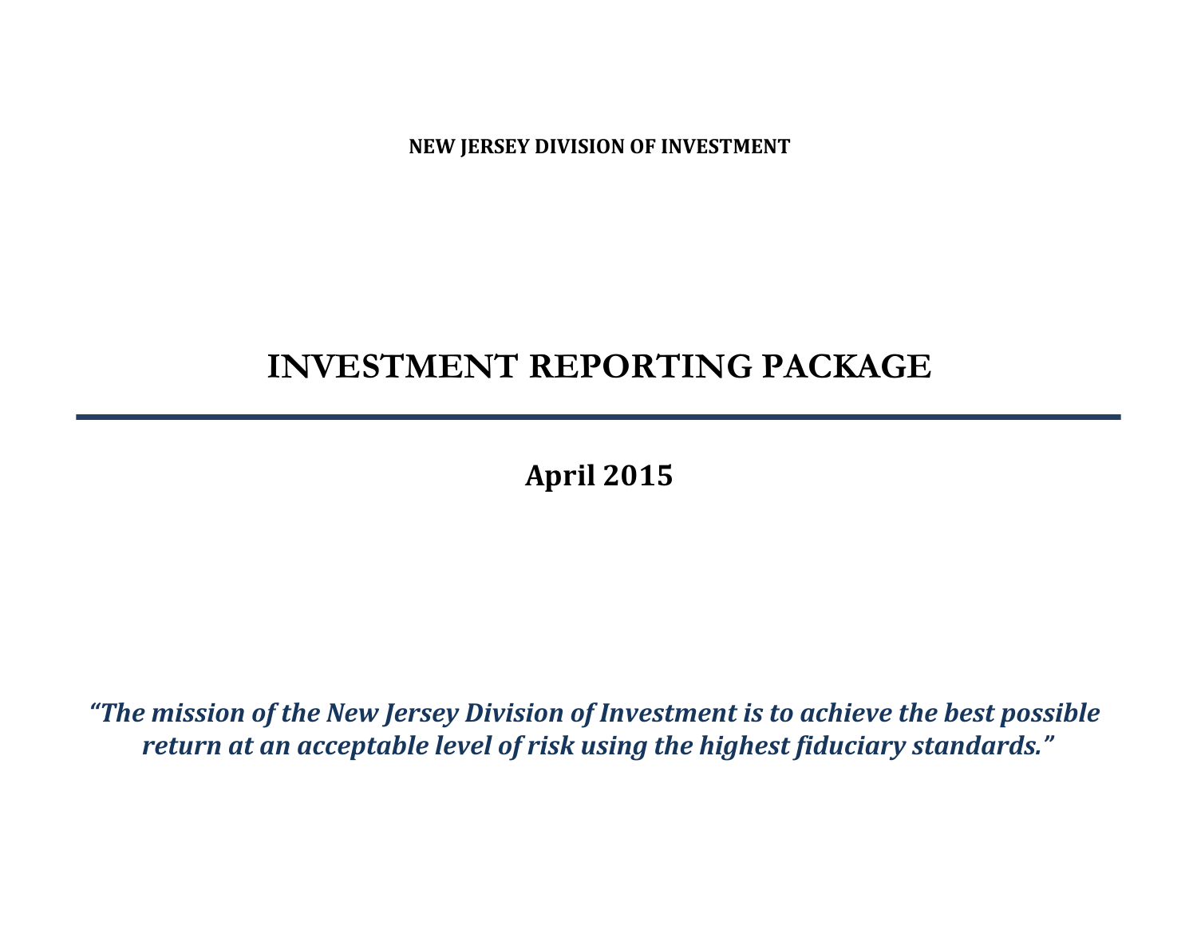**NEW JERSEY DIVISION OF INVESTMENT**

# INVESTMENT REPORTING PACKAGE

---

**April 2015**

***"The mission of the New Jersey Division of Investment is to achieve the best possible return at an acceptable level of risk using the highest fiduciary standards."***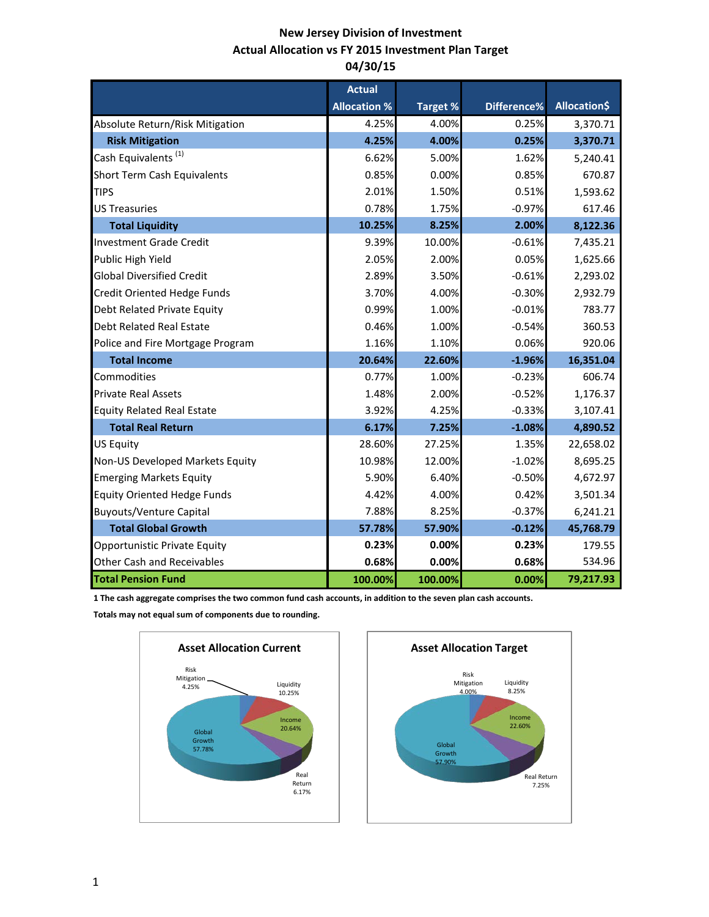# New Jersey Division of Investment
## Actual Allocation vs FY 2015 Investment Plan Target
## 04/30/15

| | Actual Allocation % | Target % | Difference% | Allocation$ |
|---|---|---|---|---|
| Absolute Return/Risk Mitigation | 4.25% | 4.00% | 0.25% | 3,370.71 |
| **Risk Mitigation** | **4.25%** | **4.00%** | **0.25%** | **3,370.71** |
| Cash Equivalents [1] | 6.62% | 5.00% | 1.62% | 5,240.41 |
| Short Term Cash Equivalents | 0.85% | 0.00% | 0.85% | 670.87 |
| TIPS | 2.01% | 1.50% | 0.51% | 1,593.62 |
| US Treasuries | 0.78% | 1.75% | -0.97% | 617.46 |
| **Total Liquidity** | **10.25%** | **8.25%** | **2.00%** | **8,122.36** |
| Investment Grade Credit | 9.39% | 10.00% | -0.61% | 7,435.21 |
| Public High Yield | 2.05% | 2.00% | 0.05% | 1,625.66 |
| Global Diversified Credit | 2.89% | 3.50% | -0.61% | 2,293.02 |
| Credit Oriented Hedge Funds | 3.70% | 4.00% | -0.30% | 2,932.79 |
| Debt Related Private Equity | 0.99% | 1.00% | -0.01% | 783.77 |
| Debt Related Real Estate | 0.46% | 1.00% | -0.54% | 360.53 |
| Police and Fire Mortgage Program | 1.16% | 1.10% | 0.06% | 920.06 |
| **Total Income** | **20.64%** | **22.60%** | **-1.96%** | **16,351.04** |
| Commodities | 0.77% | 1.00% | -0.23% | 606.74 |
| Private Real Assets | 1.48% | 2.00% | -0.52% | 1,176.37 |
| Equity Related Real Estate | 3.92% | 4.25% | -0.33% | 3,107.41 |
| **Total Real Return** | **6.17%** | **7.25%** | **-1.08%** | **4,890.52** |
| US Equity | 28.60% | 27.25% | 1.35% | 22,658.02 |
| Non-US Developed Markets Equity | 10.98% | 12.00% | -1.02% | 8,695.25 |
| Emerging Markets Equity | 5.90% | 6.40% | -0.50% | 4,672.97 |
| Equity Oriented Hedge Funds | 4.42% | 4.00% | 0.42% | 3,501.34 |
| Buyouts/Venture Capital | 7.88% | 8.25% | -0.37% | 6,241.21 |
| **Total Global Growth** | **57.78%** | **57.90%** | **-0.12%** | **45,768.79** |
| Opportunistic Private Equity | **0.23%** | **0.00%** | **0.23%** | 179.55 |
| Other Cash and Receivables | **0.68%** | **0.00%** | **0.68%** | 534.96 |
| **Total Pension Fund** | **100.00%** | **100.00%** | **0.00%** | **79,217.93** |

**1 The cash aggregate comprises the two common fund cash accounts, in addition to the seven plan cash accounts.**

**Totals may not equal sum of components due to rounding.**

**Asset Allocation Current**

Risk Mitigation 4.25%; Liquidity 10.25%; Income 20.64%; Real Return 6.17%; Global Growth 57.78%

**Asset Allocation Target**

Risk Mitigation 4.00%; Liquidity 8.25%; Income 22.60%; Real Return 7.25%; Global Growth 57.90%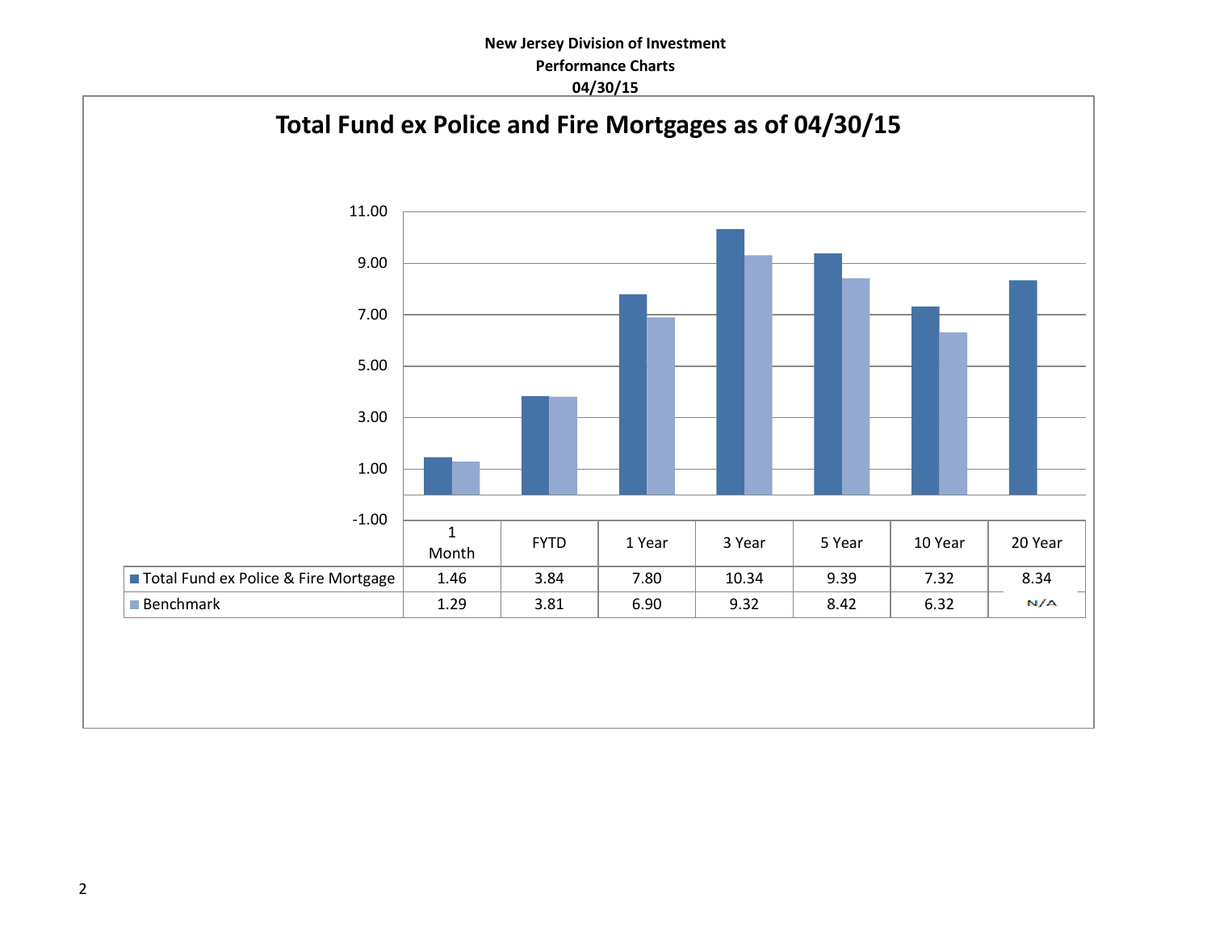**New Jersey Division of Investment**
**Performance Charts**
**04/30/15**

## Total Fund ex Police and Fire Mortgages as of 04/30/15

| | 1 Month | FYTD | 1 Year | 3 Year | 5 Year | 10 Year | 20 Year |
|---|---|---|---|---|---|---|---|
| Total Fund ex Police & Fire Mortgage | 1.46 | 3.84 | 7.80 | 10.34 | 9.39 | 7.32 | 8.34 |
| Benchmark | 1.29 | 3.81 | 6.90 | 9.32 | 8.42 | 6.32 | N/A |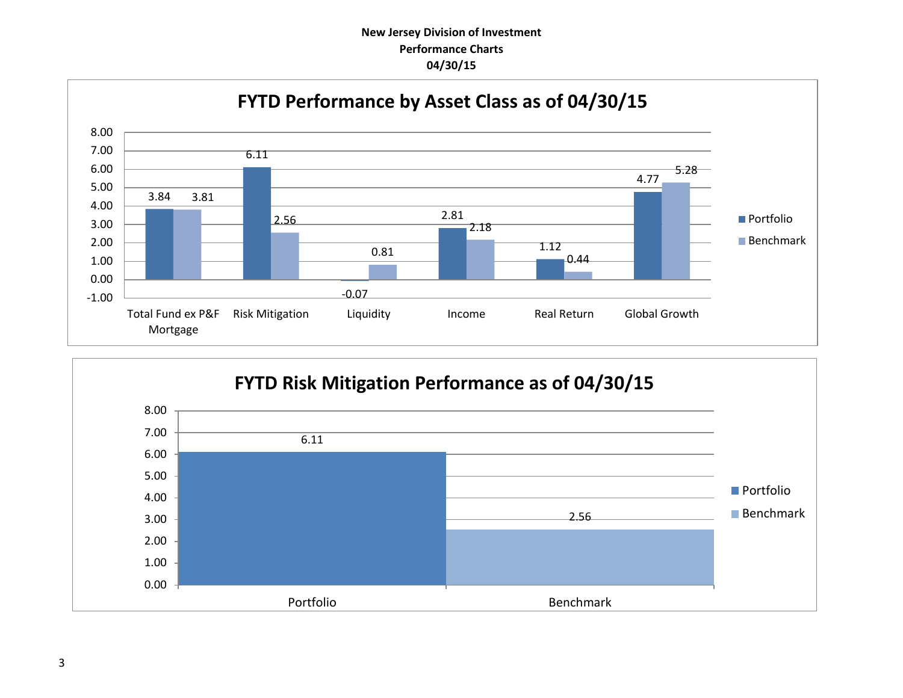**New Jersey Division of Investment**
**Performance Charts**
**04/30/15**

## FYTD Performance by Asset Class as of 04/30/15

| Asset Class | Portfolio | Benchmark |
|---|---|---|
| Total Fund ex P&F Mortgage | 3.84 | 3.81 |
| Risk Mitigation | 6.11 | 2.56 |
| Liquidity | -0.07 | 0.81 |
| Income | 2.81 | 2.18 |
| Real Return | 1.12 | 0.44 |
| Global Growth | 4.77 | 5.28 |

## FYTD Risk Mitigation Performance as of 04/30/15

| | Value |
|---|---|
| Portfolio | 6.11 |
| Benchmark | 2.56 |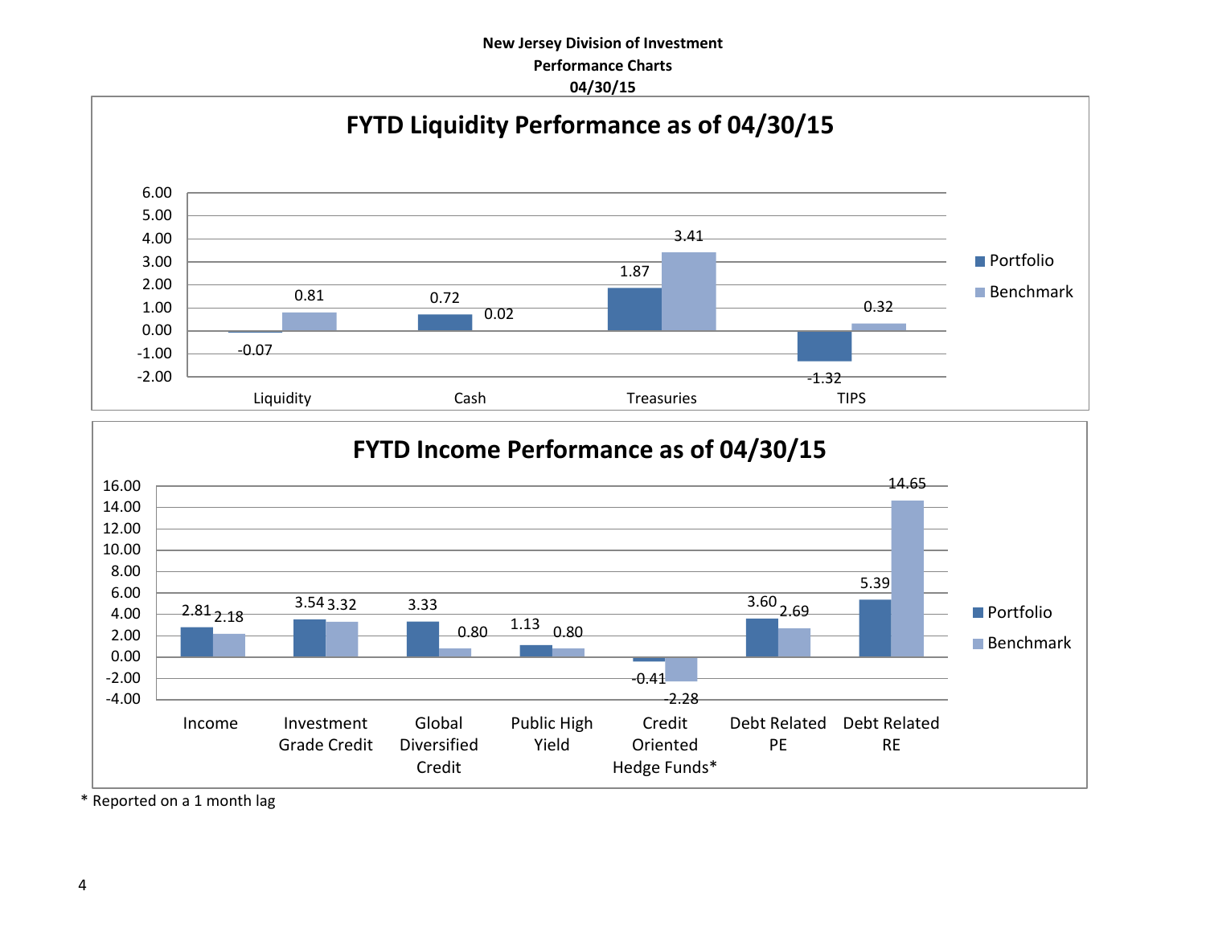**New Jersey Division of Investment**
**Performance Charts**
**04/30/15**

## FYTD Liquidity Performance as of 04/30/15

| | Portfolio | Benchmark |
|---|---|---|
| Liquidity | -0.07 | 0.81 |
| Cash | 0.72 | 0.02 |
| Treasuries | 1.87 | 3.41 |
| TIPS | -1.32 | 0.32 |

## FYTD Income Performance as of 04/30/15

| | Portfolio | Benchmark |
|---|---|---|
| Income | 2.81 | 2.18 |
| Investment Grade Credit | 3.54 | 3.32 |
| Global Diversified Credit | 3.33 | 0.80 |
| Public High Yield | 1.13 | 0.80 |
| Credit Oriented Hedge Funds* | -0.41 | -2.28 |
| Debt Related PE | 3.60 | 2.69 |
| Debt Related RE | 5.39 | 14.65 |

\* Reported on a 1 month lag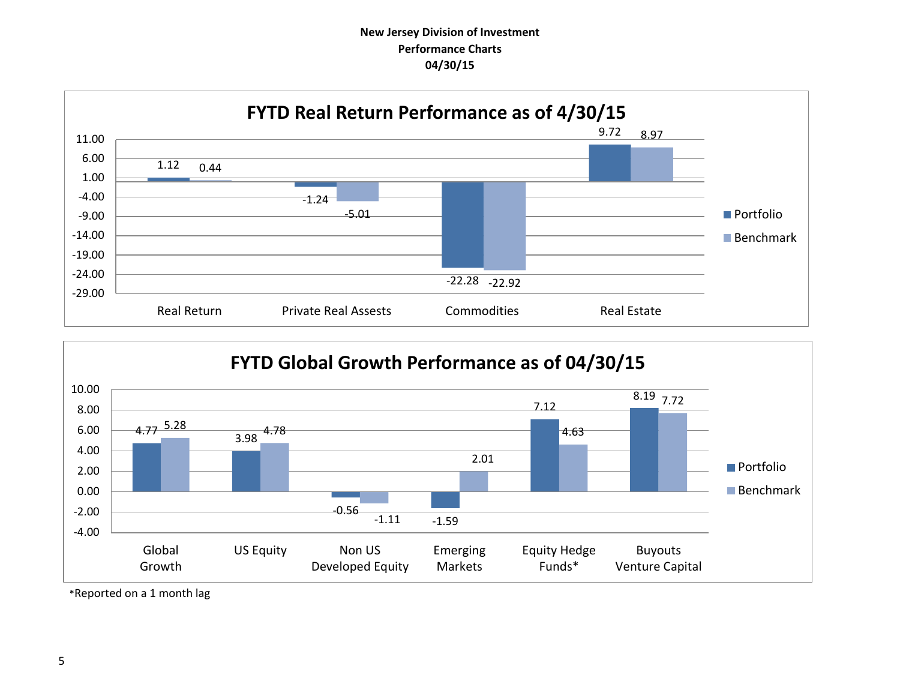**New Jersey Division of Investment**
**Performance Charts**
**04/30/15**

## FYTD Real Return Performance as of 4/30/15

| | Portfolio | Benchmark |
|---|---|---|
| Real Return | 1.12 | 0.44 |
| Private Real Assests | -1.24 | -5.01 |
| Commodities | -22.28 | -22.92 |
| Real Estate | 9.72 | 8.97 |

## FYTD Global Growth Performance as of 04/30/15

| | Portfolio | Benchmark |
|---|---|---|
| Global Growth | 4.77 | 5.28 |
| US Equity | 3.98 | 4.78 |
| Non US Developed Equity | -0.56 | -1.11 |
| Emerging Markets | -1.59 | 2.01 |
| Equity Hedge Funds* | 7.12 | 4.63 |
| Buyouts Venture Capital | 8.19 | 7.72 |

*Reported on a 1 month lag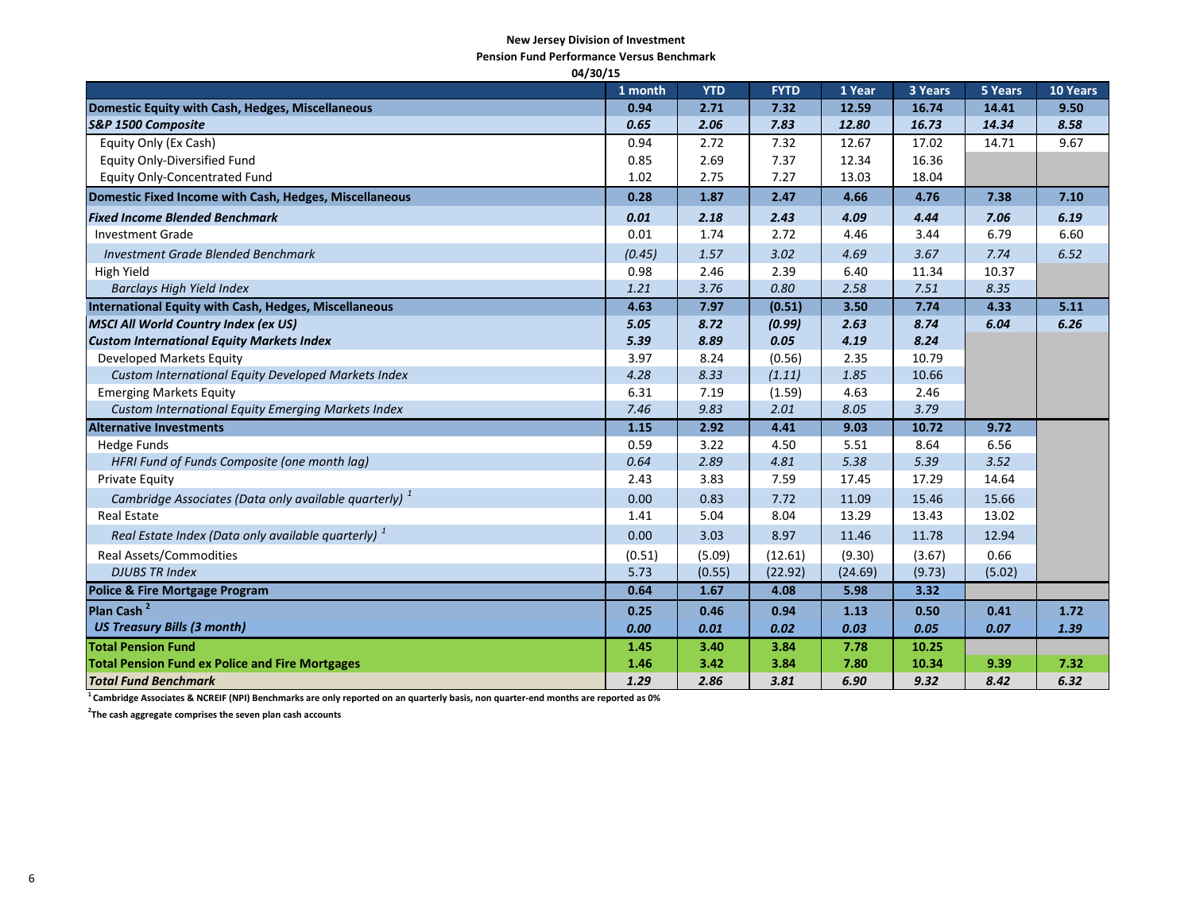**New Jersey Division of Investment**
**Pension Fund Performance Versus Benchmark**
**04/30/15**

| | 1 month | YTD | FYTD | 1 Year | 3 Years | 5 Years | 10 Years |
|---|---|---|---|---|---|---|---|
| **Domestic Equity with Cash, Hedges, Miscellaneous** | **0.94** | **2.71** | **7.32** | **12.59** | **16.74** | **14.41** | **9.50** |
| ***S&P 1500 Composite*** | ***0.65*** | ***2.06*** | ***7.83*** | ***12.80*** | ***16.73*** | ***14.34*** | ***8.58*** |
| Equity Only (Ex Cash) | 0.94 | 2.72 | 7.32 | 12.67 | 17.02 | 14.71 | 9.67 |
| Equity Only-Diversified Fund | 0.85 | 2.69 | 7.37 | 12.34 | 16.36 | | |
| Equity Only-Concentrated Fund | 1.02 | 2.75 | 7.27 | 13.03 | 18.04 | | |
| **Domestic Fixed Income with Cash, Hedges, Miscellaneous** | **0.28** | **1.87** | **2.47** | **4.66** | **4.76** | **7.38** | **7.10** |
| ***Fixed Income Blended Benchmark*** | ***0.01*** | ***2.18*** | ***2.43*** | ***4.09*** | ***4.44*** | ***7.06*** | ***6.19*** |
| Investment Grade | 0.01 | 1.74 | 2.72 | 4.46 | 3.44 | 6.79 | 6.60 |
| *Investment Grade Blended Benchmark* | *(0.45)* | *1.57* | *3.02* | *4.69* | *3.67* | *7.74* | *6.52* |
| High Yield | 0.98 | 2.46 | 2.39 | 6.40 | 11.34 | 10.37 | |
| *Barclays High Yield Index* | *1.21* | *3.76* | *0.80* | *2.58* | *7.51* | *8.35* | |
| **International Equity with Cash, Hedges, Miscellaneous** | **4.63** | **7.97** | **(0.51)** | **3.50** | **7.74** | **4.33** | **5.11** |
| ***MSCI All World Country Index (ex US)*** | ***5.05*** | ***8.72*** | ***(0.99)*** | ***2.63*** | ***8.74*** | ***6.04*** | ***6.26*** |
| ***Custom International Equity Markets Index*** | ***5.39*** | ***8.89*** | ***0.05*** | ***4.19*** | ***8.24*** | | |
| Developed Markets Equity | 3.97 | 8.24 | (0.56) | 2.35 | 10.79 | | |
| *Custom International Equity Developed Markets Index* | *4.28* | *8.33* | *(1.11)* | *1.85* | *10.66* | | |
| Emerging Markets Equity | 6.31 | 7.19 | (1.59) | 4.63 | 2.46 | | |
| *Custom International Equity Emerging Markets Index* | *7.46* | *9.83* | *2.01* | *8.05* | *3.79* | | |
| **Alternative Investments** | **1.15** | **2.92** | **4.41** | **9.03** | **10.72** | **9.72** | |
| Hedge Funds | 0.59 | 3.22 | 4.50 | 5.51 | 8.64 | 6.56 | |
| *HFRI Fund of Funds Composite (one month lag)* | *0.64* | *2.89* | *4.81* | *5.38* | *5.39* | *3.52* | |
| Private Equity | 2.43 | 3.83 | 7.59 | 17.45 | 17.29 | 14.64 | |
| *Cambridge Associates (Data only available quarterly)* [1] | 0.00 | 0.83 | 7.72 | 11.09 | 15.46 | 15.66 | |
| Real Estate | 1.41 | 5.04 | 8.04 | 13.29 | 13.43 | 13.02 | |
| *Real Estate Index (Data only available quarterly)* [1] | 0.00 | 3.03 | 8.97 | 11.46 | 11.78 | 12.94 | |
| Real Assets/Commodities | (0.51) | (5.09) | (12.61) | (9.30) | (3.67) | 0.66 | |
| *DJUBS TR Index* | 5.73 | (0.55) | (22.92) | (24.69) | (9.73) | (5.02) | |
| **Police & Fire Mortgage Program** | **0.64** | **1.67** | **4.08** | **5.98** | **3.32** | | |
| **Plan Cash** [2] | **0.25** | **0.46** | **0.94** | **1.13** | **0.50** | **0.41** | **1.72** |
| ***US Treasury Bills (3 month)*** | ***0.00*** | ***0.01*** | ***0.02*** | ***0.03*** | ***0.05*** | ***0.07*** | ***1.39*** |
| **Total Pension Fund** | **1.45** | **3.40** | **3.84** | **7.78** | **10.25** | | |
| **Total Pension Fund ex Police and Fire Mortgages** | **1.46** | **3.42** | **3.84** | **7.80** | **10.34** | **9.39** | **7.32** |
| ***Total Fund Benchmark*** | ***1.29*** | ***2.86*** | ***3.81*** | ***6.90*** | ***9.32*** | ***8.42*** | ***6.32*** |

[1] **Cambridge Associates & NCREIF (NPI) Benchmarks are only reported on an quarterly basis, non quarter-end months are reported as 0%**

[2] **The cash aggregate comprises the seven plan cash accounts**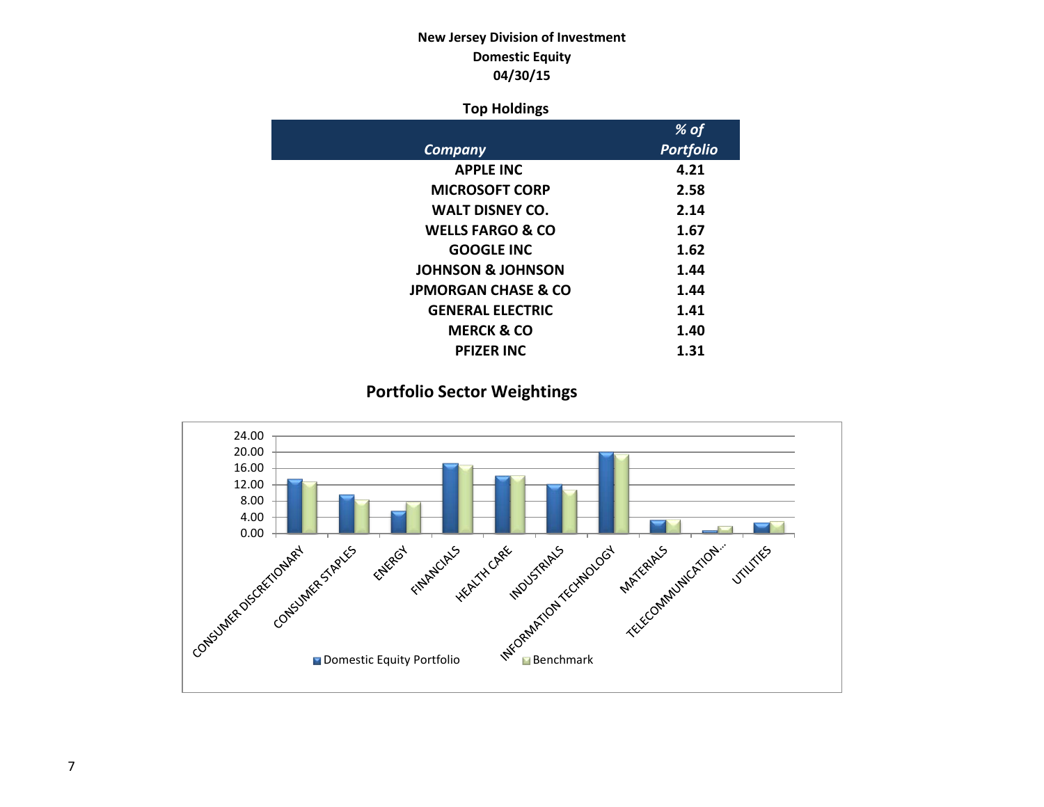**New Jersey Division of Investment**
**Domestic Equity**
**04/30/15**

**Top Holdings**

| *Company* | *% of Portfolio* |
|---|---|
| APPLE INC | 4.21 |
| MICROSOFT CORP | 2.58 |
| WALT DISNEY CO. | 2.14 |
| WELLS FARGO & CO | 1.67 |
| GOOGLE INC | 1.62 |
| JOHNSON & JOHNSON | 1.44 |
| JPMORGAN CHASE & CO | 1.44 |
| GENERAL ELECTRIC | 1.41 |
| MERCK & CO | 1.40 |
| PFIZER INC | 1.31 |

## Portfolio Sector Weightings

24.00
20.00
16.00
12.00
8.00
4.00
0.00

CONSUMER DISCRETIONARY, CONSUMER STAPLES, ENERGY, FINANCIALS, HEALTH CARE, INDUSTRIALS, INFORMATION TECHNOLOGY, MATERIALS, TELECOMMUNICATION..., UTILITIES

Domestic Equity Portfolio   Benchmark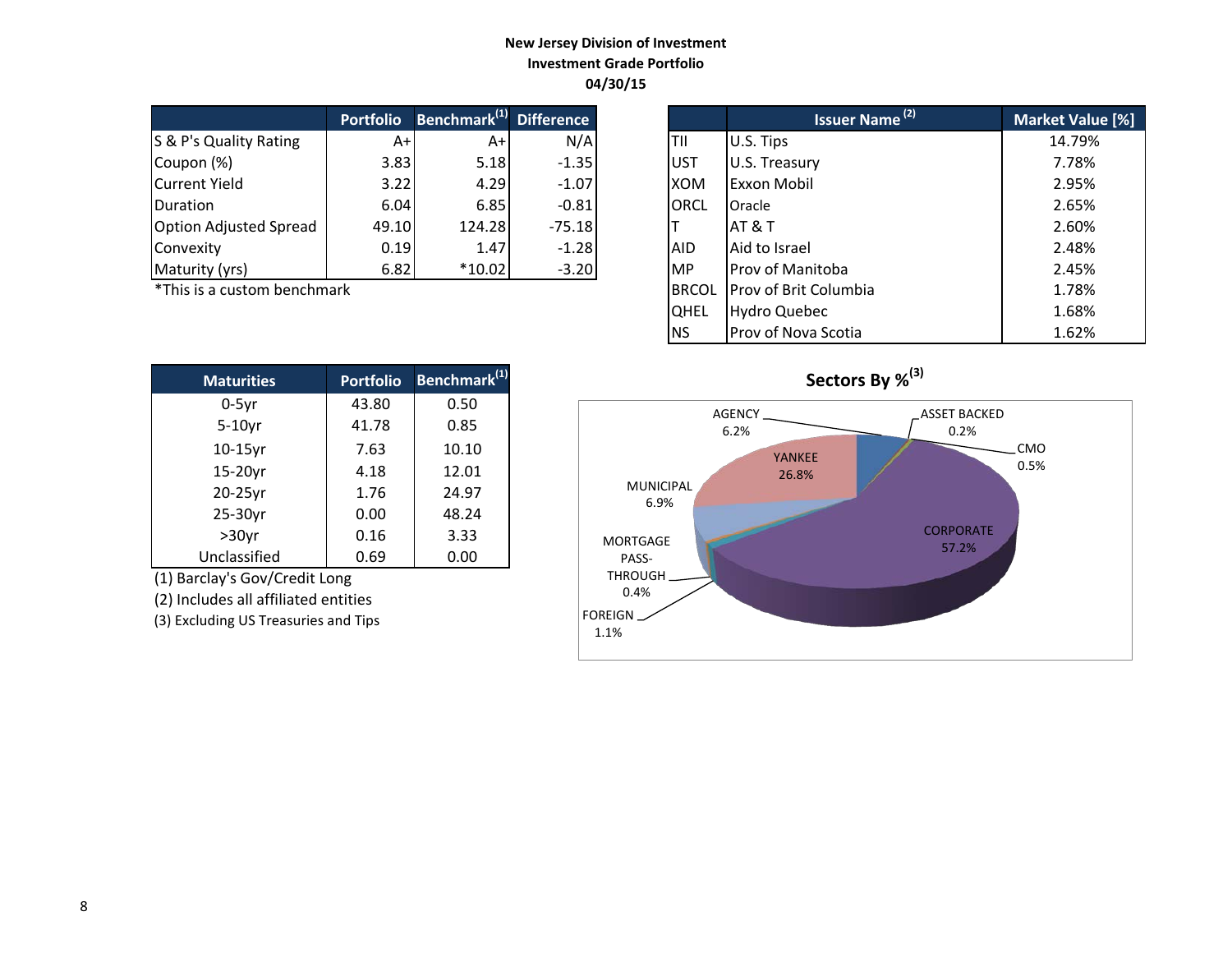**New Jersey Division of Investment**
**Investment Grade Portfolio**
**04/30/15**

| | Portfolio | Benchmark[1] | Difference |
|---|---|---|---|
| S & P's Quality Rating | A+ | A+ | N/A |
| Coupon (%) | 3.83 | 5.18 | -1.35 |
| Current Yield | 3.22 | 4.29 | -1.07 |
| Duration | 6.04 | 6.85 | -0.81 |
| Option Adjusted Spread | 49.10 | 124.28 | -75.18 |
| Convexity | 0.19 | 1.47 | -1.28 |
| Maturity (yrs) | 6.82 | *10.02 | -3.20 |

*This is a custom benchmark

| | Issuer Name [2] | Market Value [%] |
|---|---|---|
| TII | U.S. Tips | 14.79% |
| UST | U.S. Treasury | 7.78% |
| XOM | Exxon Mobil | 2.95% |
| ORCL | Oracle | 2.65% |
| T | AT & T | 2.60% |
| AID | Aid to Israel | 2.48% |
| MP | Prov of Manitoba | 2.45% |
| BRCOL | Prov of Brit Columbia | 1.78% |
| QHEL | Hydro Quebec | 1.68% |
| NS | Prov of Nova Scotia | 1.62% |

| Maturities | Portfolio | Benchmark[1] |
|---|---|---|
| 0-5yr | 43.80 | 0.50 |
| 5-10yr | 41.78 | 0.85 |
| 10-15yr | 7.63 | 10.10 |
| 15-20yr | 4.18 | 12.01 |
| 20-25yr | 1.76 | 24.97 |
| 25-30yr | 0.00 | 48.24 |
| >30yr | 0.16 | 3.33 |
| Unclassified | 0.69 | 0.00 |

(1) Barclay's Gov/Credit Long

(2) Includes all affiliated entities

(3) Excluding US Treasuries and Tips

**Sectors By %[3]**

| Sector | % |
|---|---|
| AGENCY | 6.2% |
| ASSET BACKED | 0.2% |
| CMO | 0.5% |
| CORPORATE | 57.2% |
| FOREIGN | 1.1% |
| MORTGAGE PASS-THROUGH | 0.4% |
| MUNICIPAL | 6.9% |
| YANKEE | 26.8% |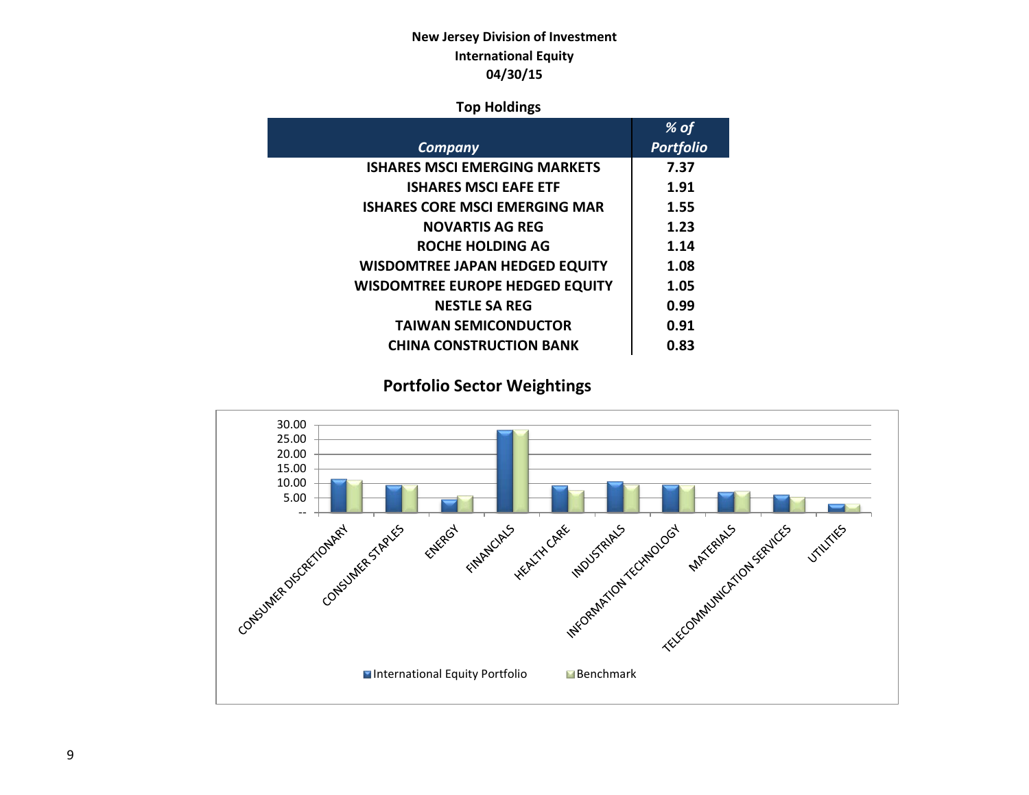**New Jersey Division of Investment**
**International Equity**
**04/30/15**

**Top Holdings**

| *Company* | *% of Portfolio* |
|---|---|
| ISHARES MSCI EMERGING MARKETS | 7.37 |
| ISHARES MSCI EAFE ETF | 1.91 |
| ISHARES CORE MSCI EMERGING MAR | 1.55 |
| NOVARTIS AG REG | 1.23 |
| ROCHE HOLDING AG | 1.14 |
| WISDOMTREE JAPAN HEDGED EQUITY | 1.08 |
| WISDOMTREE EUROPE HEDGED EQUITY | 1.05 |
| NESTLE SA REG | 0.99 |
| TAIWAN SEMICONDUCTOR | 0.91 |
| CHINA CONSTRUCTION BANK | 0.83 |

## Portfolio Sector Weightings

30.00
25.00
20.00
15.00
10.00
5.00
--

CONSUMER DISCRETIONARY, CONSUMER STAPLES, ENERGY, FINANCIALS, HEALTH CARE, INDUSTRIALS, INFORMATION TECHNOLOGY, MATERIALS, TELECOMMUNICATION SERVICES, UTILITIES

International Equity Portfolio    Benchmark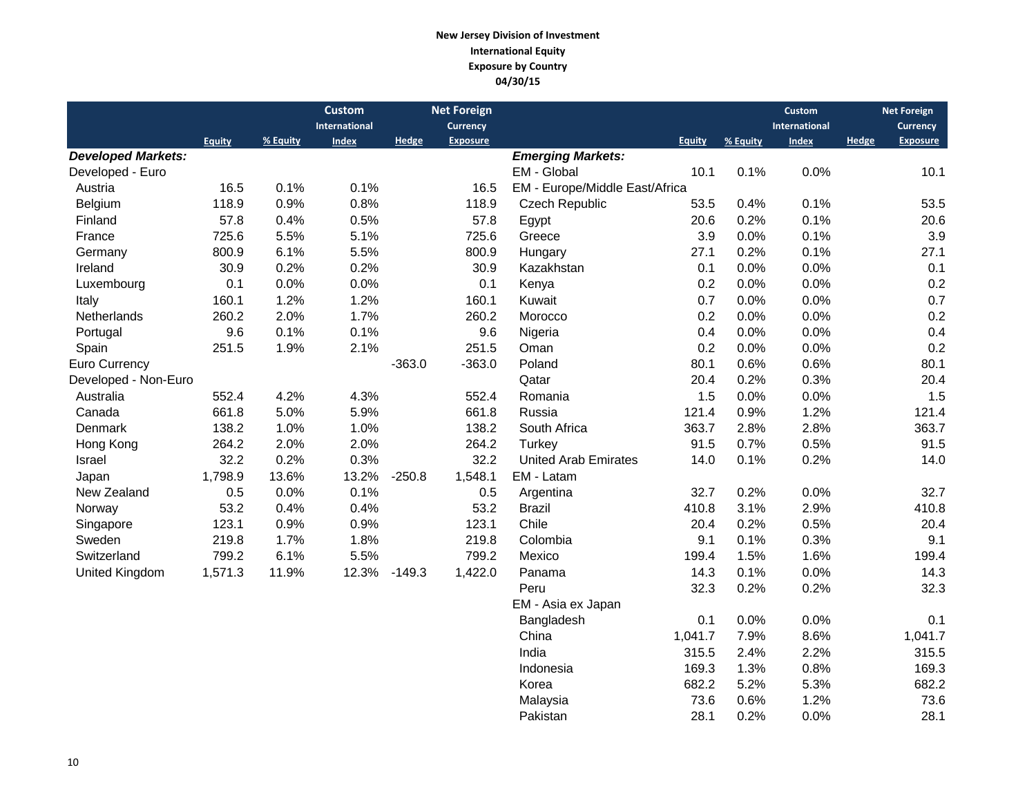**New Jersey Division of Investment**
**International Equity**
**Exposure by Country**
**04/30/15**

| | Equity | % Equity | Custom International Index | Hedge | Net Foreign Currency Exposure |
|---|---|---|---|---|---|
| ***Developed Markets:*** | | | | | |
| Developed - Euro | | | | | |
| Austria | 16.5 | 0.1% | 0.1% | | 16.5 |
| Belgium | 118.9 | 0.9% | 0.8% | | 118.9 |
| Finland | 57.8 | 0.4% | 0.5% | | 57.8 |
| France | 725.6 | 5.5% | 5.1% | | 725.6 |
| Germany | 800.9 | 6.1% | 5.5% | | 800.9 |
| Ireland | 30.9 | 0.2% | 0.2% | | 30.9 |
| Luxembourg | 0.1 | 0.0% | 0.0% | | 0.1 |
| Italy | 160.1 | 1.2% | 1.2% | | 160.1 |
| Netherlands | 260.2 | 2.0% | 1.7% | | 260.2 |
| Portugal | 9.6 | 0.1% | 0.1% | | 9.6 |
| Spain | 251.5 | 1.9% | 2.1% | | 251.5 |
| Euro Currency | | | | -363.0 | -363.0 |
| Developed - Non-Euro | | | | | |
| Australia | 552.4 | 4.2% | 4.3% | | 552.4 |
| Canada | 661.8 | 5.0% | 5.9% | | 661.8 |
| Denmark | 138.2 | 1.0% | 1.0% | | 138.2 |
| Hong Kong | 264.2 | 2.0% | 2.0% | | 264.2 |
| Israel | 32.2 | 0.2% | 0.3% | | 32.2 |
| Japan | 1,798.9 | 13.6% | 13.2% | -250.8 | 1,548.1 |
| New Zealand | 0.5 | 0.0% | 0.1% | | 0.5 |
| Norway | 53.2 | 0.4% | 0.4% | | 53.2 |
| Singapore | 123.1 | 0.9% | 0.9% | | 123.1 |
| Sweden | 219.8 | 1.7% | 1.8% | | 219.8 |
| Switzerland | 799.2 | 6.1% | 5.5% | | 799.2 |
| United Kingdom | 1,571.3 | 11.9% | 12.3% | -149.3 | 1,422.0 |

| | Equity | % Equity | Custom International Index | Hedge | Net Foreign Currency Exposure |
|---|---|---|---|---|---|
| ***Emerging Markets:*** | | | | | |
| EM - Global | 10.1 | 0.1% | 0.0% | | 10.1 |
| EM - Europe/Middle East/Africa | | | | | |
| Czech Republic | 53.5 | 0.4% | 0.1% | | 53.5 |
| Egypt | 20.6 | 0.2% | 0.1% | | 20.6 |
| Greece | 3.9 | 0.0% | 0.1% | | 3.9 |
| Hungary | 27.1 | 0.2% | 0.1% | | 27.1 |
| Kazakhstan | 0.1 | 0.0% | 0.0% | | 0.1 |
| Kenya | 0.2 | 0.0% | 0.0% | | 0.2 |
| Kuwait | 0.7 | 0.0% | 0.0% | | 0.7 |
| Morocco | 0.2 | 0.0% | 0.0% | | 0.2 |
| Nigeria | 0.4 | 0.0% | 0.0% | | 0.4 |
| Oman | 0.2 | 0.0% | 0.0% | | 0.2 |
| Poland | 80.1 | 0.6% | 0.6% | | 80.1 |
| Qatar | 20.4 | 0.2% | 0.3% | | 20.4 |
| Romania | 1.5 | 0.0% | 0.0% | | 1.5 |
| Russia | 121.4 | 0.9% | 1.2% | | 121.4 |
| South Africa | 363.7 | 2.8% | 2.8% | | 363.7 |
| Turkey | 91.5 | 0.7% | 0.5% | | 91.5 |
| United Arab Emirates | 14.0 | 0.1% | 0.2% | | 14.0 |
| EM - Latam | | | | | |
| Argentina | 32.7 | 0.2% | 0.0% | | 32.7 |
| Brazil | 410.8 | 3.1% | 2.9% | | 410.8 |
| Chile | 20.4 | 0.2% | 0.5% | | 20.4 |
| Colombia | 9.1 | 0.1% | 0.3% | | 9.1 |
| Mexico | 199.4 | 1.5% | 1.6% | | 199.4 |
| Panama | 14.3 | 0.1% | 0.0% | | 14.3 |
| Peru | 32.3 | 0.2% | 0.2% | | 32.3 |
| EM - Asia ex Japan | | | | | |
| Bangladesh | 0.1 | 0.0% | 0.0% | | 0.1 |
| China | 1,041.7 | 7.9% | 8.6% | | 1,041.7 |
| India | 315.5 | 2.4% | 2.2% | | 315.5 |
| Indonesia | 169.3 | 1.3% | 0.8% | | 169.3 |
| Korea | 682.2 | 5.2% | 5.3% | | 682.2 |
| Malaysia | 73.6 | 0.6% | 1.2% | | 73.6 |
| Pakistan | 28.1 | 0.2% | 0.0% | | 28.1 |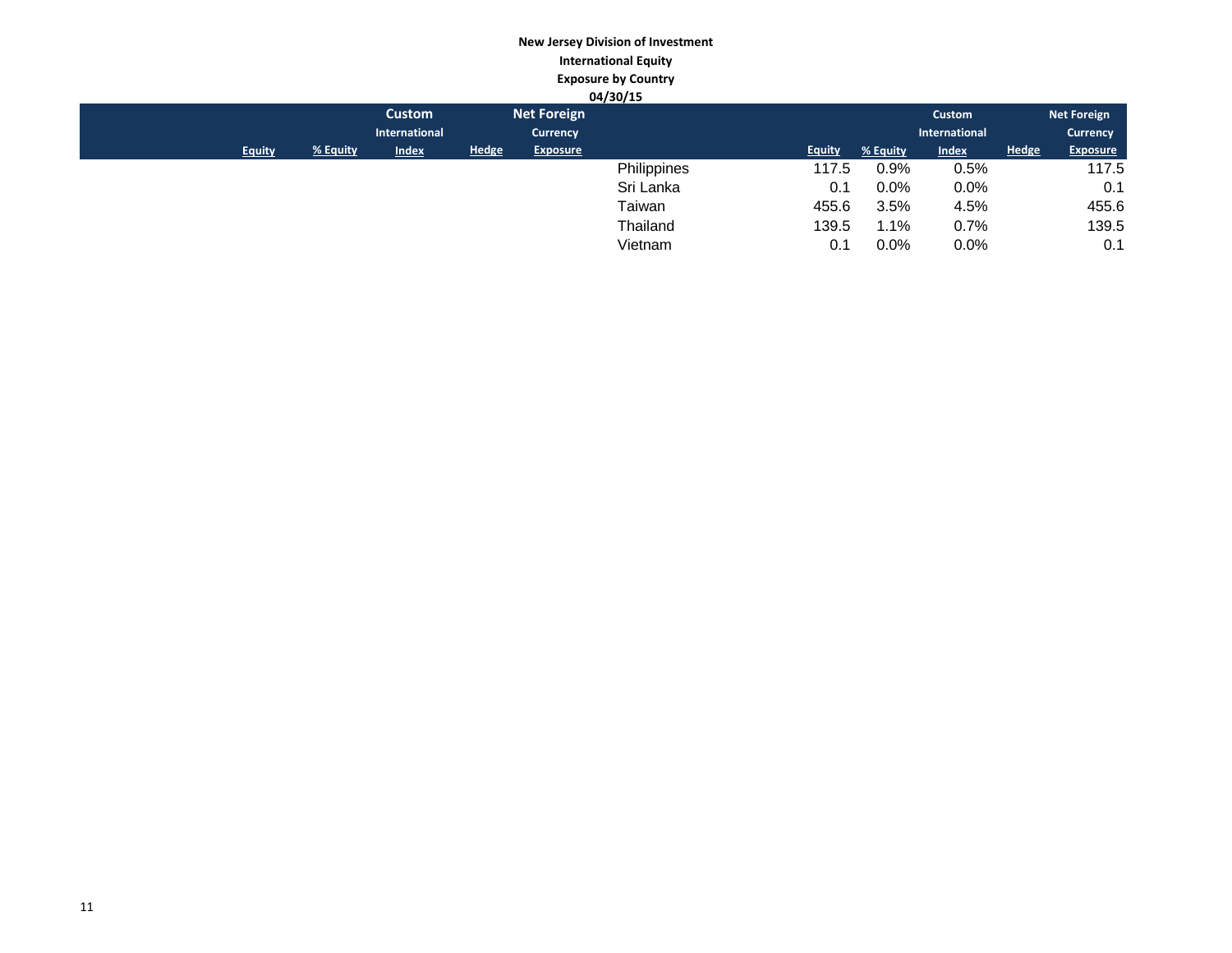**New Jersey Division of Investment**

**International Equity**

**Exposure by Country**

**04/30/15**

| Equity | % Equity | Custom International Index | Hedge | Net Foreign Currency Exposure | | Equity | % Equity | Custom International Index | Hedge | Net Foreign Currency Exposure |
|---|---|---|---|---|---|---|---|---|---|---|
| | | | | | Philippines | 117.5 | 0.9% | 0.5% | | 117.5 |
| | | | | | Sri Lanka | 0.1 | 0.0% | 0.0% | | 0.1 |
| | | | | | Taiwan | 455.6 | 3.5% | 4.5% | | 455.6 |
| | | | | | Thailand | 139.5 | 1.1% | 0.7% | | 139.5 |
| | | | | | Vietnam | 0.1 | 0.0% | 0.0% | | 0.1 |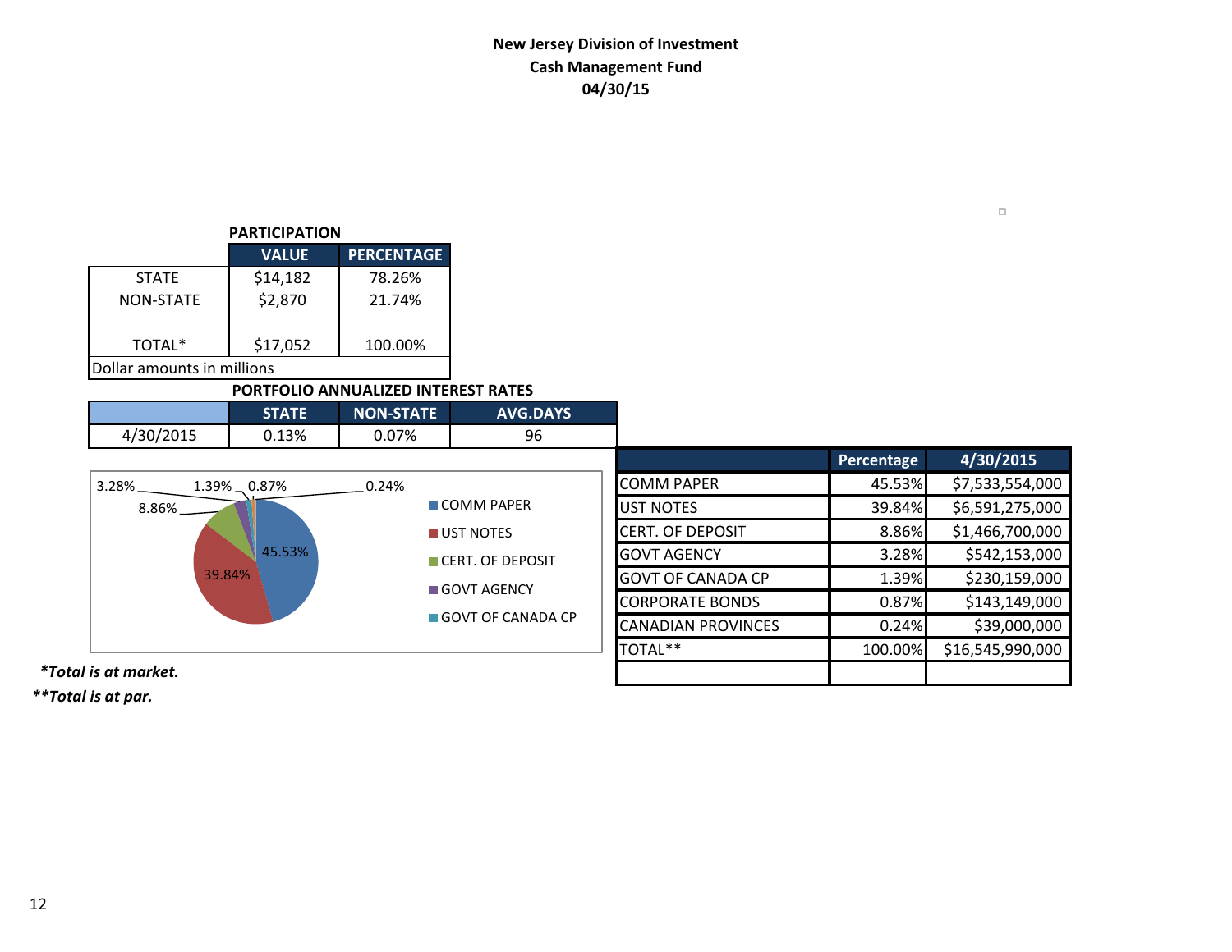**New Jersey Division of Investment**
**Cash Management Fund**
**04/30/15**

**PARTICIPATION**

| | VALUE | PERCENTAGE |
|---|---|---|
| STATE | $14,182 | 78.26% |
| NON-STATE | $2,870 | 21.74% |
| TOTAL* | $17,052 | 100.00% |

Dollar amounts in millions

**PORTFOLIO ANNUALIZED INTEREST RATES**

| | STATE | NON-STATE | AVG.DAYS |
|---|---|---|---|
| 4/30/2015 | 0.13% | 0.07% | 96 |

| | Percentage | 4/30/2015 |
|---|---|---|
| COMM PAPER | 45.53% | $7,533,554,000 |
| UST NOTES | 39.84% | $6,591,275,000 |
| CERT. OF DEPOSIT | 8.86% | $1,466,700,000 |
| GOVT AGENCY | 3.28% | $542,153,000 |
| GOVT OF CANADA CP | 1.39% | $230,159,000 |
| CORPORATE BONDS | 0.87% | $143,149,000 |
| CANADIAN PROVINCES | 0.24% | $39,000,000 |
| TOTAL** | 100.00% | $16,545,990,000 |

***Total is at market.***

****Total is at par.***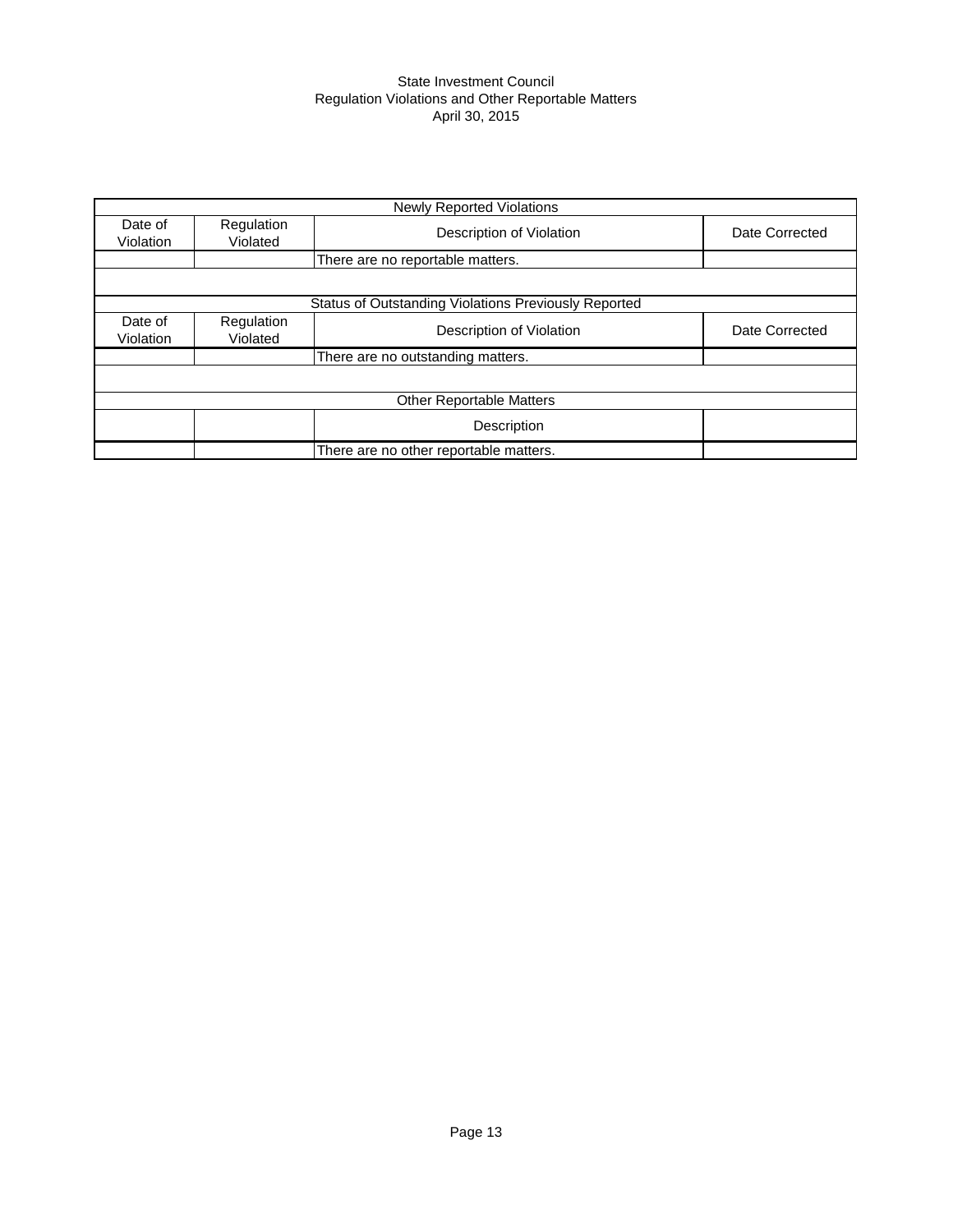State Investment Council
Regulation Violations and Other Reportable Matters
April 30, 2015

| Newly Reported Violations | | | |
|---|---|---|---|
| Date of Violation | Regulation Violated | Description of Violation | Date Corrected |
| | | There are no reportable matters. | |
| | | | |
| Status of Outstanding Violations Previously Reported | | | |
| Date of Violation | Regulation Violated | Description of Violation | Date Corrected |
| | | There are no outstanding matters. | |
| | | | |
| Other Reportable Matters | | | |
| | | Description | |
| | | There are no other reportable matters. | |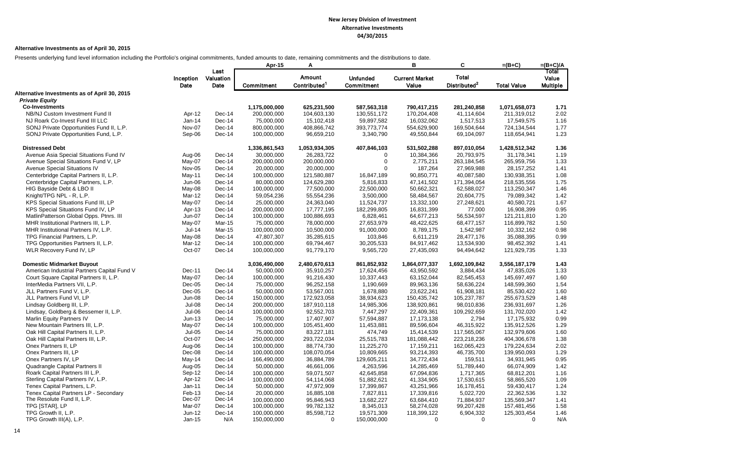# New Jersey Division of Investment
## Alternative Investments
### 04/30/2015

**Alternative Investments as of April 30, 2015**

Presents underlying fund level information including the Portfolio's original commitments, funded amounts to date, remaining commitments and the distributions to date.

| | Inception Date | Last Valuation Date | Apr-15 Commitment | A Amount Contributed[1] | Unfunded Commitment | B Current Market Value | C Total Distributed[2] | =(B+C) Total Value | =(B+C)/A Total Value Multiple |
|---|---|---|---|---|---|---|---|---|---|
| **Alternative Investments as of April 30, 2015** | | | | | | | | | |
| ***Private Equity*** | | | | | | | | | |
| **Co-Investments** | | | **1,175,000,000** | **625,231,500** | **587,563,318** | **790,417,215** | **281,240,858** | **1,071,658,073** | **1.71** |
| NB/NJ Custom Investment Fund II | Apr-12 | Dec-14 | 200,000,000 | 104,603,130 | 130,551,172 | 170,204,408 | 41,114,604 | 211,319,012 | 2.02 |
| NJ Roark Co-Invest Fund III LLC | Jan-14 | Dec-14 | 75,000,000 | 15,102,418 | 59,897,582 | 16,032,062 | 1,517,513 | 17,549,575 | 1.16 |
| SONJ Private Opportunities Fund II, L.P. | Nov-07 | Dec-14 | 800,000,000 | 408,866,742 | 393,773,774 | 554,629,900 | 169,504,644 | 724,134,544 | 1.77 |
| SONJ Private Opportunities Fund, L.P. | Sep-06 | Dec-14 | 100,000,000 | 96,659,210 | 3,340,790 | 49,550,844 | 69,104,097 | 118,654,941 | 1.23 |
| **Distressed Debt** | | | **1,336,861,543** | **1,053,934,305** | **407,846,103** | **531,502,288** | **897,010,054** | **1,428,512,342** | **1.36** |
| Avenue Asia Special Situations Fund IV | Aug-06 | Dec-14 | 30,000,000 | 26,283,722 | 0 | 10,384,366 | 20,793,975 | 31,178,341 | 1.19 |
| Avenue Special Situations Fund V, LP | May-07 | Dec-14 | 200,000,000 | 200,000,000 | 0 | 2,775,211 | 263,184,545 | 265,959,756 | 1.33 |
| Avenue Special Situations IV | Nov-05 | Dec-14 | 20,000,000 | 20,000,000 | 0 | 187,264 | 27,969,988 | 28,157,252 | 1.41 |
| Centerbridge Capital Partners II, L.P. | May-11 | Dec-14 | 100,000,000 | 121,580,887 | 16,847,189 | 90,850,771 | 40,087,580 | 130,938,351 | 1.08 |
| Centerbridge Capital Partners, L.P. | Jun-06 | Dec-14 | 80,000,000 | 124,629,280 | 5,816,833 | 47,141,502 | 171,394,054 | 218,535,556 | 1.75 |
| HIG Bayside Debt & LBO II | May-08 | Dec-14 | 100,000,000 | 77,500,000 | 22,500,000 | 50,662,321 | 62,588,027 | 113,250,347 | 1.46 |
| Knight/TPG NPL - R, L.P. | Mar-12 | Dec-14 | 59,054,236 | 55,554,236 | 3,500,000 | 58,484,567 | 20,604,775 | 79,089,342 | 1.42 |
| KPS Special Situations Fund III, LP | May-07 | Dec-14 | 25,000,000 | 24,363,040 | 11,524,737 | 13,332,100 | 27,248,621 | 40,580,721 | 1.67 |
| KPS Special Situations Fund IV, LP | Apr-13 | Dec-14 | 200,000,000 | 17,777,195 | 182,299,805 | 16,831,399 | 77,000 | 16,908,399 | 0.95 |
| MatlinPatterson Global Opps. Ptnrs. III | Jun-07 | Dec-14 | 100,000,000 | 100,886,693 | 6,828,461 | 64,677,213 | 56,534,597 | 121,211,810 | 1.20 |
| MHR Institutional Partners III, L.P. | May-07 | Mar-15 | 75,000,000 | 78,000,000 | 27,653,979 | 48,422,625 | 68,477,157 | 116,899,782 | 1.50 |
| MHR Institutional Partners IV, L.P. | Jul-14 | Mar-15 | 100,000,000 | 10,500,000 | 91,000,000 | 8,789,175 | 1,542,987 | 10,332,162 | 0.98 |
| TPG Financial Partners, L.P. | May-08 | Dec-14 | 47,807,307 | 35,285,615 | 103,846 | 6,611,219 | 28,477,176 | 35,088,395 | 0.99 |
| TPG Opportunities Partners II, L.P. | Mar-12 | Dec-14 | 100,000,000 | 69,794,467 | 30,205,533 | 84,917,462 | 13,534,930 | 98,452,392 | 1.41 |
| WLR Recovery Fund IV, LP | Oct-07 | Dec-14 | 100,000,000 | 91,779,170 | 9,565,720 | 27,435,093 | 94,494,642 | 121,929,735 | 1.33 |
| **Domestic Midmarket Buyout** | | | **3,036,490,000** | **2,480,670,613** | **861,852,932** | **1,864,077,337** | **1,692,109,842** | **3,556,187,179** | **1.43** |
| American Industrial Partners Capital Fund V | Dec-11 | Dec-14 | 50,000,000 | 35,910,257 | 17,624,456 | 43,950,592 | 3,884,434 | 47,835,026 | 1.33 |
| Court Square Capital Partners II, L.P. | May-07 | Dec-14 | 100,000,000 | 91,216,430 | 10,337,443 | 63,152,044 | 82,545,453 | 145,697,497 | 1.60 |
| InterMedia Partners VII, L.P. | Dec-05 | Dec-14 | 75,000,000 | 96,252,158 | 1,190,669 | 89,963,136 | 58,636,224 | 148,599,360 | 1.54 |
| JLL Partners Fund V, L.P. | Dec-05 | Dec-14 | 50,000,000 | 53,567,001 | 1,678,880 | 23,622,241 | 61,908,181 | 85,530,422 | 1.60 |
| JLL Partners Fund VI, LP | Jun-08 | Dec-14 | 150,000,000 | 172,923,058 | 38,934,623 | 150,435,742 | 105,237,787 | 255,673,529 | 1.48 |
| Lindsay Goldberg III, L.P. | Jul-08 | Dec-14 | 200,000,000 | 187,910,118 | 14,985,306 | 138,920,861 | 98,010,836 | 236,931,697 | 1.26 |
| Lindsay, Goldberg & Bessemer II, L.P. | Jul-06 | Dec-14 | 100,000,000 | 92,552,703 | 7,447,297 | 22,409,361 | 109,292,659 | 131,702,020 | 1.42 |
| Marlin Equity Partners IV | Jun-13 | Dec-14 | 75,000,000 | 17,407,907 | 57,594,887 | 17,173,138 | 2,794 | 17,175,932 | 0.99 |
| New Mountain Partners III, L.P. | May-07 | Dec-14 | 100,000,000 | 105,451,400 | 11,453,881 | 89,596,604 | 46,315,922 | 135,912,526 | 1.29 |
| Oak Hill Capital Partners II, L.P. | Jul-05 | Dec-14 | 75,000,000 | 83,227,181 | 474,749 | 15,414,539 | 117,565,067 | 132,979,606 | 1.60 |
| Oak Hill Capital Partners III, L.P. | Oct-07 | Dec-14 | 250,000,000 | 293,722,034 | 25,515,783 | 181,088,442 | 223,218,236 | 404,306,678 | 1.38 |
| Onex Partners II, LP | Aug-06 | Dec-14 | 100,000,000 | 88,774,730 | 11,225,270 | 17,159,211 | 162,065,423 | 179,224,634 | 2.02 |
| Onex Partners III, LP | Dec-08 | Dec-14 | 100,000,000 | 108,070,054 | 10,809,665 | 93,214,393 | 46,735,700 | 139,950,093 | 1.29 |
| Onex Partners IV, LP | May-14 | Dec-14 | 166,490,000 | 36,884,789 | 129,605,211 | 34,772,434 | 159,511 | 34,931,945 | 0.95 |
| Quadrangle Capital Partners II | Aug-05 | Dec-14 | 50,000,000 | 46,661,006 | 4,263,596 | 14,285,469 | 51,789,440 | 66,074,909 | 1.42 |
| Roark Capital Partners III L.P. | Sep-12 | Dec-14 | 100,000,000 | 59,071,507 | 42,645,858 | 67,094,836 | 1,717,365 | 68,812,201 | 1.16 |
| Sterling Capital Partners IV, L.P. | Apr-12 | Dec-14 | 100,000,000 | 54,114,068 | 51,882,621 | 41,334,905 | 17,530,615 | 58,865,520 | 1.09 |
| Tenex Capital Partners, L.P. | Jan-11 | Dec-14 | 50,000,000 | 47,972,909 | 17,399,867 | 43,251,966 | 16,178,451 | 59,430,417 | 1.24 |
| Tenex Capital Partners LP - Secondary | Feb-13 | Dec-14 | 20,000,000 | 16,885,108 | 7,827,811 | 17,339,816 | 5,022,720 | 22,362,536 | 1.32 |
| The Resolute Fund II, L.P. | Dec-07 | Dec-14 | 100,000,000 | 95,846,943 | 13,682,227 | 63,684,410 | 71,884,937 | 135,569,347 | 1.41 |
| TPG [STAR], LP | Mar-07 | Dec-14 | 100,000,000 | 99,782,132 | 8,345,013 | 58,274,028 | 99,207,428 | 157,481,456 | 1.58 |
| TPG Growth II, L.P. | Jun-12 | Dec-14 | 100,000,000 | 85,598,712 | 19,571,309 | 118,399,122 | 6,904,332 | 125,303,454 | 1.46 |
| TPG Growth III(A), L.P. | Jan-15 | N/A | 150,000,000 | 0 | 150,000,000 | 0 | 0 | 0 | N/A |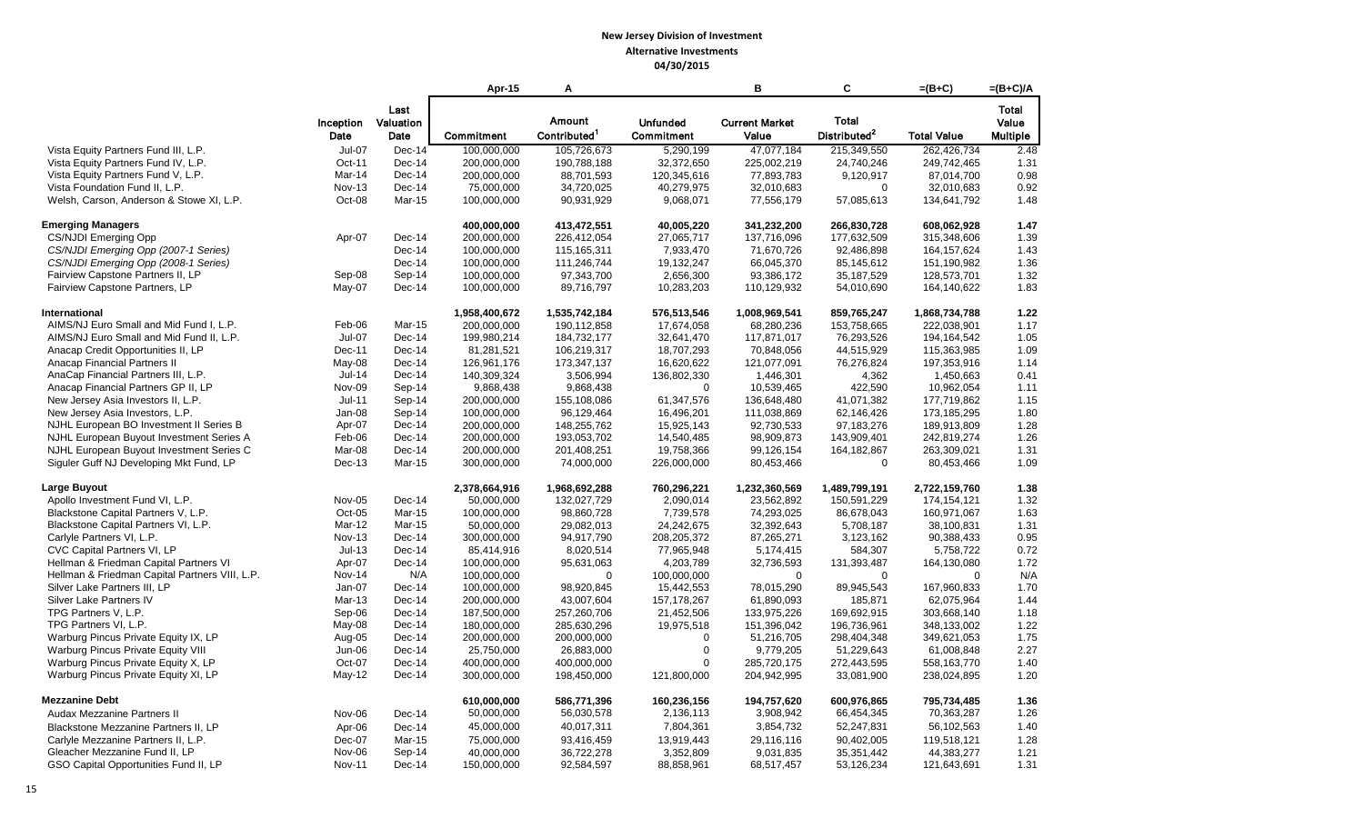# New Jersey Division of Investment
## Alternative Investments
### 04/30/2015

| | Inception Date | Last Valuation Date | Apr-15 Commitment | A Amount Contributed[1] | Unfunded Commitment | B Current Market Value | C Total Distributed[2] | =(B+C) Total Value | =(B+C)/A Total Value Multiple |
|---|---|---|---|---|---|---|---|---|---|
| Vista Equity Partners Fund III, L.P. | Jul-07 | Dec-14 | 100,000,000 | 105,726,673 | 5,290,199 | 47,077,184 | 215,349,550 | 262,426,734 | 2.48 |
| Vista Equity Partners Fund IV, L.P. | Oct-11 | Dec-14 | 200,000,000 | 190,788,188 | 32,372,650 | 225,002,219 | 24,740,246 | 249,742,465 | 1.31 |
| Vista Equity Partners Fund V, L.P. | Mar-14 | Dec-14 | 200,000,000 | 88,701,593 | 120,345,616 | 77,893,783 | 9,120,917 | 87,014,700 | 0.98 |
| Vista Foundation Fund II, L.P. | Nov-13 | Dec-14 | 75,000,000 | 34,720,025 | 40,279,975 | 32,010,683 | 0 | 32,010,683 | 0.92 |
| Welsh, Carson, Anderson & Stowe XI, L.P. | Oct-08 | Mar-15 | 100,000,000 | 90,931,929 | 9,068,071 | 77,556,179 | 57,085,613 | 134,641,792 | 1.48 |
| | | | | | | | | | |
| **Emerging Managers** | | | **400,000,000** | **413,472,551** | **40,005,220** | **341,232,200** | **266,830,728** | **608,062,928** | **1.47** |
| CS/NJDI Emerging Opp | Apr-07 | Dec-14 | 200,000,000 | 226,412,054 | 27,065,717 | 137,716,096 | 177,632,509 | 315,348,606 | 1.39 |
| *CS/NJDI Emerging Opp (2007-1 Series)* | | Dec-14 | 100,000,000 | 115,165,311 | 7,933,470 | 71,670,726 | 92,486,898 | 164,157,624 | 1.43 |
| *CS/NJDI Emerging Opp (2008-1 Series)* | | Dec-14 | 100,000,000 | 111,246,744 | 19,132,247 | 66,045,370 | 85,145,612 | 151,190,982 | 1.36 |
| Fairview Capstone Partners II, LP | Sep-08 | Sep-14 | 100,000,000 | 97,343,700 | 2,656,300 | 93,386,172 | 35,187,529 | 128,573,701 | 1.32 |
| Fairview Capstone Partners, LP | May-07 | Dec-14 | 100,000,000 | 89,716,797 | 10,283,203 | 110,129,932 | 54,010,690 | 164,140,622 | 1.83 |
| | | | | | | | | | |
| **International** | | | **1,958,400,672** | **1,535,742,184** | **576,513,546** | **1,008,969,541** | **859,765,247** | **1,868,734,788** | **1.22** |
| AIMS/NJ Euro Small and Mid Fund I, L.P. | Feb-06 | Mar-15 | 200,000,000 | 190,112,858 | 17,674,058 | 68,280,236 | 153,758,665 | 222,038,901 | 1.17 |
| AIMS/NJ Euro Small and Mid Fund II, L.P. | Jul-07 | Dec-14 | 199,980,214 | 184,732,177 | 32,641,470 | 117,871,017 | 76,293,526 | 194,164,542 | 1.05 |
| Anacap Credit Opportunities II, LP | Dec-11 | Dec-14 | 81,281,521 | 106,219,317 | 18,707,293 | 70,848,056 | 44,515,929 | 115,363,985 | 1.09 |
| Anacap Financial Partners II | May-08 | Dec-14 | 126,961,176 | 173,347,137 | 16,620,622 | 121,077,091 | 76,276,824 | 197,353,916 | 1.14 |
| AnaCap Financial Partners III, L.P. | Jul-14 | Dec-14 | 140,309,324 | 3,506,994 | 136,802,330 | 1,446,301 | 4,362 | 1,450,663 | 0.41 |
| Anacap Financial Partners GP II, LP | Nov-09 | Sep-14 | 9,868,438 | 9,868,438 | 0 | 10,539,465 | 422,590 | 10,962,054 | 1.11 |
| New Jersey Asia Investors II, L.P. | Jul-11 | Sep-14 | 200,000,000 | 155,108,086 | 61,347,576 | 136,648,480 | 41,071,382 | 177,719,862 | 1.15 |
| New Jersey Asia Investors, L.P. | Jan-08 | Sep-14 | 100,000,000 | 96,129,464 | 16,496,201 | 111,038,869 | 62,146,426 | 173,185,295 | 1.80 |
| NJHL European BO Investment II Series B | Apr-07 | Dec-14 | 200,000,000 | 148,255,762 | 15,925,143 | 92,730,533 | 97,183,276 | 189,913,809 | 1.28 |
| NJHL European Buyout Investment Series A | Feb-06 | Dec-14 | 200,000,000 | 193,053,702 | 14,540,485 | 98,909,873 | 143,909,401 | 242,819,274 | 1.26 |
| NJHL European Buyout Investment Series C | Mar-08 | Dec-14 | 200,000,000 | 201,408,251 | 19,758,366 | 99,126,154 | 164,182,867 | 263,309,021 | 1.31 |
| Siguler Guff NJ Developing Mkt Fund, LP | Dec-13 | Mar-15 | 300,000,000 | 74,000,000 | 226,000,000 | 80,453,466 | 0 | 80,453,466 | 1.09 |
| | | | | | | | | | |
| **Large Buyout** | | | **2,378,664,916** | **1,968,692,288** | **760,296,221** | **1,232,360,569** | **1,489,799,191** | **2,722,159,760** | **1.38** |
| Apollo Investment Fund VI, L.P. | Nov-05 | Dec-14 | 50,000,000 | 132,027,729 | 2,090,014 | 23,562,892 | 150,591,229 | 174,154,121 | 1.32 |
| Blackstone Capital Partners V, L.P. | Oct-05 | Mar-15 | 100,000,000 | 98,860,728 | 7,739,578 | 74,293,025 | 86,678,043 | 160,971,067 | 1.63 |
| Blackstone Capital Partners VI, L.P. | Mar-12 | Mar-15 | 50,000,000 | 29,082,013 | 24,242,675 | 32,392,643 | 5,708,187 | 38,100,831 | 1.31 |
| Carlyle Partners VI, L.P. | Nov-13 | Dec-14 | 300,000,000 | 94,917,790 | 208,205,372 | 87,265,271 | 3,123,162 | 90,388,433 | 0.95 |
| CVC Capital Partners VI, LP | Jul-13 | Dec-14 | 85,414,916 | 8,020,514 | 77,965,948 | 5,174,415 | 584,307 | 5,758,722 | 0.72 |
| Hellman & Friedman Capital Partners VI | Apr-07 | Dec-14 | 100,000,000 | 95,631,063 | 4,203,789 | 32,736,593 | 131,393,487 | 164,130,080 | 1.72 |
| Hellman & Friedman Capital Partners VIII, L.P. | Nov-14 | N/A | 100,000,000 | 0 | 100,000,000 | 0 | 0 | 0 | N/A |
| Silver Lake Partners III, LP | Jan-07 | Dec-14 | 100,000,000 | 98,920,845 | 15,442,553 | 78,015,290 | 89,945,543 | 167,960,833 | 1.70 |
| Silver Lake Partners IV | Mar-13 | Dec-14 | 200,000,000 | 43,007,604 | 157,178,267 | 61,890,093 | 185,871 | 62,075,964 | 1.44 |
| TPG Partners V, L.P. | Sep-06 | Dec-14 | 187,500,000 | 257,260,706 | 21,452,506 | 133,975,226 | 169,692,915 | 303,668,140 | 1.18 |
| TPG Partners VI, L.P. | May-08 | Dec-14 | 180,000,000 | 285,630,296 | 19,975,518 | 151,396,042 | 196,736,961 | 348,133,002 | 1.22 |
| Warburg Pincus Private Equity IX, LP | Aug-05 | Dec-14 | 200,000,000 | 200,000,000 | 0 | 51,216,705 | 298,404,348 | 349,621,053 | 1.75 |
| Warburg Pincus Private Equity VIII | Jun-06 | Dec-14 | 25,750,000 | 26,883,000 | 0 | 9,779,205 | 51,229,643 | 61,008,848 | 2.27 |
| Warburg Pincus Private Equity X, LP | Oct-07 | Dec-14 | 400,000,000 | 400,000,000 | 0 | 285,720,175 | 272,443,595 | 558,163,770 | 1.40 |
| Warburg Pincus Private Equity XI, LP | May-12 | Dec-14 | 300,000,000 | 198,450,000 | 121,800,000 | 204,942,995 | 33,081,900 | 238,024,895 | 1.20 |
| | | | | | | | | | |
| **Mezzanine Debt** | | | **610,000,000** | **586,771,396** | **160,236,156** | **194,757,620** | **600,976,865** | **795,734,485** | **1.36** |
| Audax Mezzanine Partners II | Nov-06 | Dec-14 | 50,000,000 | 56,030,578 | 2,136,113 | 3,908,942 | 66,454,345 | 70,363,287 | 1.26 |
| Blackstone Mezzanine Partners II, LP | Apr-06 | Dec-14 | 45,000,000 | 40,017,311 | 7,804,361 | 3,854,732 | 52,247,831 | 56,102,563 | 1.40 |
| Carlyle Mezzanine Partners II, L.P. | Dec-07 | Mar-15 | 75,000,000 | 93,416,459 | 13,919,443 | 29,116,116 | 90,402,005 | 119,518,121 | 1.28 |
| Gleacher Mezzanine Fund II, LP | Nov-06 | Sep-14 | 40,000,000 | 36,722,278 | 3,352,809 | 9,031,835 | 35,351,442 | 44,383,277 | 1.21 |
| GSO Capital Opportunities Fund II, LP | Nov-11 | Dec-14 | 150,000,000 | 92,584,597 | 88,858,961 | 68,517,457 | 53,126,234 | 121,643,691 | 1.31 |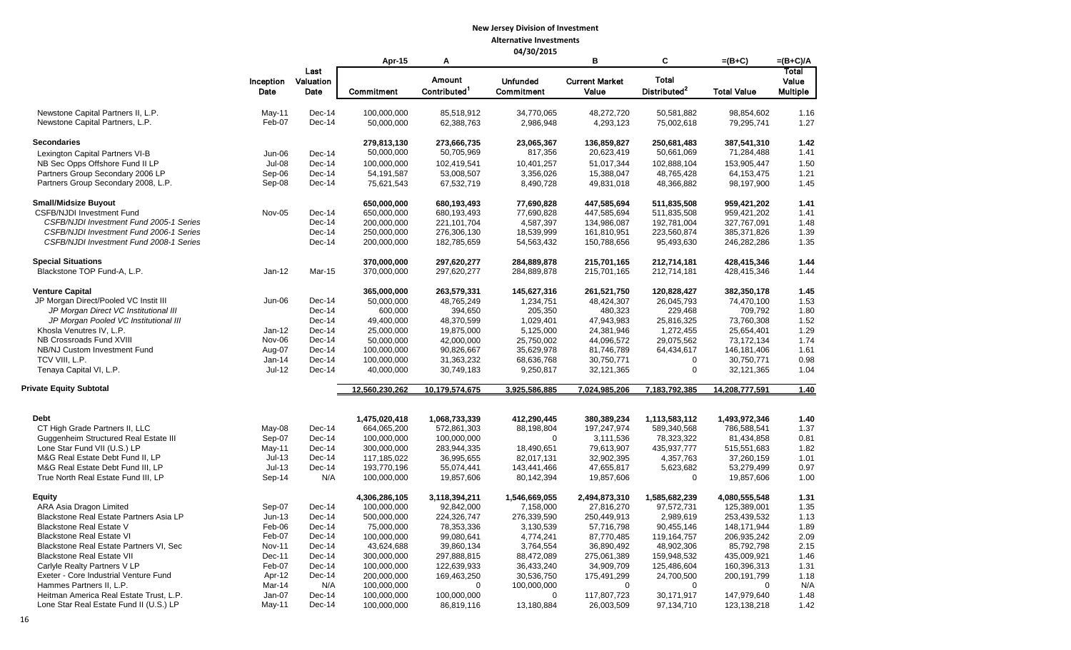# New Jersey Division of Investment

## Alternative Investments

### 04/30/2015

| | Inception Date | Last Valuation Date | Apr-15<br>Commitment | A<br>Amount Contributed[1] | Unfunded Commitment | B<br>Current Market Value | C<br>Total Distributed[2] | =(B+C)<br>Total Value | =(B+C)/A<br>Total Value Multiple |
|---|---|---|---|---|---|---|---|---|---|
| Newstone Capital Partners II, L.P. | May-11 | Dec-14 | 100,000,000 | 85,518,912 | 34,770,065 | 48,272,720 | 50,581,882 | 98,854,602 | 1.16 |
| Newstone Capital Partners, L.P. | Feb-07 | Dec-14 | 50,000,000 | 62,388,763 | 2,986,948 | 4,293,123 | 75,002,618 | 79,295,741 | 1.27 |
| **Secondaries** | | | **279,813,130** | **273,666,735** | **23,065,367** | **136,859,827** | **250,681,483** | **387,541,310** | **1.42** |
| Lexington Capital Partners VI-B | Jun-06 | Dec-14 | 50,000,000 | 50,705,969 | 817,356 | 20,623,419 | 50,661,069 | 71,284,488 | 1.41 |
| NB Sec Opps Offshore Fund II LP | Jul-08 | Dec-14 | 100,000,000 | 102,419,541 | 10,401,257 | 51,017,344 | 102,888,104 | 153,905,447 | 1.50 |
| Partners Group Secondary 2006 LP | Sep-06 | Dec-14 | 54,191,587 | 53,008,507 | 3,356,026 | 15,388,047 | 48,765,428 | 64,153,475 | 1.21 |
| Partners Group Secondary 2008, L.P. | Sep-08 | Dec-14 | 75,621,543 | 67,532,719 | 8,490,728 | 49,831,018 | 48,366,882 | 98,197,900 | 1.45 |
| **Small/Midsize Buyout** | | | **650,000,000** | **680,193,493** | **77,690,828** | **447,585,694** | **511,835,508** | **959,421,202** | **1.41** |
| CSFB/NJDI Investment Fund | Nov-05 | Dec-14 | 650,000,000 | 680,193,493 | 77,690,828 | 447,585,694 | 511,835,508 | 959,421,202 | 1.41 |
| *CSFB/NJDI Investment Fund 2005-1 Series* | | Dec-14 | 200,000,000 | 221,101,704 | 4,587,397 | 134,986,087 | 192,781,004 | 327,767,091 | 1.48 |
| *CSFB/NJDI Investment Fund 2006-1 Series* | | Dec-14 | 250,000,000 | 276,306,130 | 18,539,999 | 161,810,951 | 223,560,874 | 385,371,826 | 1.39 |
| *CSFB/NJDI Investment Fund 2008-1 Series* | | Dec-14 | 200,000,000 | 182,785,659 | 54,563,432 | 150,788,656 | 95,493,630 | 246,282,286 | 1.35 |
| **Special Situations** | | | **370,000,000** | **297,620,277** | **284,889,878** | **215,701,165** | **212,714,181** | **428,415,346** | **1.44** |
| Blackstone TOP Fund-A, L.P. | Jan-12 | Mar-15 | 370,000,000 | 297,620,277 | 284,889,878 | 215,701,165 | 212,714,181 | 428,415,346 | 1.44 |
| **Venture Capital** | | | **365,000,000** | **263,579,331** | **145,627,316** | **261,521,750** | **120,828,427** | **382,350,178** | **1.45** |
| JP Morgan Direct/Pooled VC Instit III | Jun-06 | Dec-14 | 50,000,000 | 48,765,249 | 1,234,751 | 48,424,307 | 26,045,793 | 74,470,100 | 1.53 |
| *JP Morgan Direct VC Institutional III* | | Dec-14 | 600,000 | 394,650 | 205,350 | 480,323 | 229,468 | 709,792 | 1.80 |
| *JP Morgan Pooled VC Institutional III* | | Dec-14 | 49,400,000 | 48,370,599 | 1,029,401 | 47,943,983 | 25,816,325 | 73,760,308 | 1.52 |
| Khosla Venutres IV, L.P. | Jan-12 | Dec-14 | 25,000,000 | 19,875,000 | 5,125,000 | 24,381,946 | 1,272,455 | 25,654,401 | 1.29 |
| NB Crossroads Fund XVIII | Nov-06 | Dec-14 | 50,000,000 | 42,000,000 | 25,750,002 | 44,096,572 | 29,075,562 | 73,172,134 | 1.74 |
| NB/NJ Custom Investment Fund | Aug-07 | Dec-14 | 100,000,000 | 90,826,667 | 35,629,978 | 81,746,789 | 64,434,617 | 146,181,406 | 1.61 |
| TCV VIII, L.P. | Jan-14 | Dec-14 | 100,000,000 | 31,363,232 | 68,636,768 | 30,750,771 | 0 | 30,750,771 | 0.98 |
| Tenaya Capital VI, L.P. | Jul-12 | Dec-14 | 40,000,000 | 30,749,183 | 9,250,817 | 32,121,365 | 0 | 32,121,365 | 1.04 |
| **Private Equity Subtotal** | | | **12,560,230,262** | **10,179,574,675** | **3,925,586,885** | **7,024,985,206** | **7,183,792,385** | **14,208,777,591** | **1.40** |
| **Debt** | | | **1,475,020,418** | **1,068,733,339** | **412,290,445** | **380,389,234** | **1,113,583,112** | **1,493,972,346** | **1.40** |
| CT High Grade Partners II, LLC | May-08 | Dec-14 | 664,065,200 | 572,861,303 | 88,198,804 | 197,247,974 | 589,340,568 | 786,588,541 | 1.37 |
| Guggenheim Structured Real Estate III | Sep-07 | Dec-14 | 100,000,000 | 100,000,000 | 0 | 3,111,536 | 78,323,322 | 81,434,858 | 0.81 |
| Lone Star Fund VII (U.S.) LP | May-11 | Dec-14 | 300,000,000 | 283,944,335 | 18,490,651 | 79,613,907 | 435,937,777 | 515,551,683 | 1.82 |
| M&G Real Estate Debt Fund II, LP | Jul-13 | Dec-14 | 117,185,022 | 36,995,655 | 82,017,131 | 32,902,395 | 4,357,763 | 37,260,159 | 1.01 |
| M&G Real Estate Debt Fund III, LP | Jul-13 | Dec-14 | 193,770,196 | 55,074,441 | 143,441,466 | 47,655,817 | 5,623,682 | 53,279,499 | 0.97 |
| True North Real Estate Fund III, LP | Sep-14 | N/A | 100,000,000 | 19,857,606 | 80,142,394 | 19,857,606 | 0 | 19,857,606 | 1.00 |
| **Equity** | | | **4,306,286,105** | **3,118,394,211** | **1,546,669,055** | **2,494,873,310** | **1,585,682,239** | **4,080,555,548** | **1.31** |
| ARA Asia Dragon Limited | Sep-07 | Dec-14 | 100,000,000 | 92,842,000 | 7,158,000 | 27,816,270 | 97,572,731 | 125,389,001 | 1.35 |
| Blackstone Real Estate Partners Asia LP | Jun-13 | Dec-14 | 500,000,000 | 224,326,747 | 276,339,590 | 250,449,913 | 2,989,619 | 253,439,532 | 1.13 |
| Blackstone Real Estate V | Feb-06 | Dec-14 | 75,000,000 | 78,353,336 | 3,130,539 | 57,716,798 | 90,455,146 | 148,171,944 | 1.89 |
| Blackstone Real Estate VI | Feb-07 | Dec-14 | 100,000,000 | 99,080,641 | 4,774,241 | 87,770,485 | 119,164,757 | 206,935,242 | 2.09 |
| Blackstone Real Estate Partners VI, Sec | Nov-11 | Dec-14 | 43,624,688 | 39,860,134 | 3,764,554 | 36,890,492 | 48,902,306 | 85,792,798 | 2.15 |
| Blackstone Real Estate VII | Dec-11 | Dec-14 | 300,000,000 | 297,888,815 | 88,472,089 | 275,061,389 | 159,948,532 | 435,009,921 | 1.46 |
| Carlyle Realty Partners V LP | Feb-07 | Dec-14 | 100,000,000 | 122,639,933 | 36,433,240 | 34,909,709 | 125,486,604 | 160,396,313 | 1.31 |
| Exeter - Core Industrial Venture Fund | Apr-12 | Dec-14 | 200,000,000 | 169,463,250 | 30,536,750 | 175,491,299 | 24,700,500 | 200,191,799 | 1.18 |
| Hammes Partners II, L.P. | Mar-14 | N/A | 100,000,000 | 0 | 100,000,000 | 0 | 0 | 0 | N/A |
| Heitman America Real Estate Trust, L.P. | Jan-07 | Dec-14 | 100,000,000 | 100,000,000 | 0 | 117,807,723 | 30,171,917 | 147,979,640 | 1.48 |
| Lone Star Real Estate Fund II (U.S.) LP | May-11 | Dec-14 | 100,000,000 | 86,819,116 | 13,180,884 | 26,003,509 | 97,134,710 | 123,138,218 | 1.42 |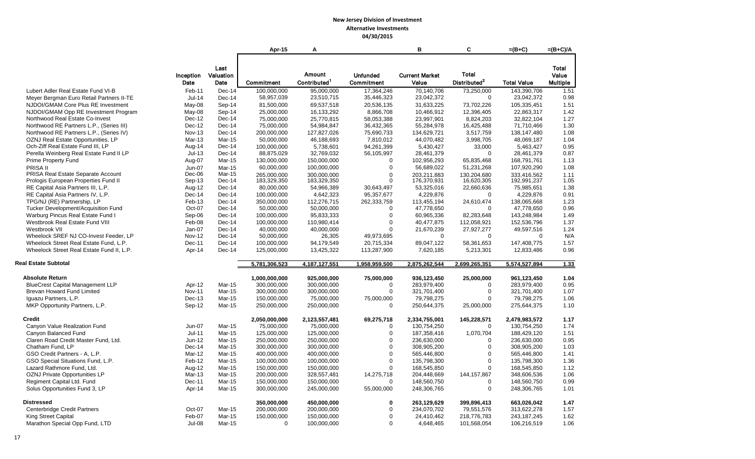# New Jersey Division of Investment

## Alternative Investments

### 04/30/2015

| | Inception Date | Last Valuation Date | Apr-15<br>Commitment | A<br>Amount Contributed[1] | Unfunded Commitment | B<br>Current Market Value | C<br>Total Distributed[2] | =(B+C)<br>Total Value | =(B+C)/A<br>Total Value Multiple |
|---|---|---|---|---|---|---|---|---|---|
| Lubert Adler Real Estate Fund VI-B | Feb-11 | Dec-14 | 100,000,000 | 95,000,000 | 17,364,246 | 70,140,706 | 73,250,000 | 143,390,706 | 1.51 |
| Meyer Bergman Euro Retail Partners II-TE | Jul-14 | Dec-14 | 58,957,039 | 23,510,715 | 35,446,323 | 23,042,372 | 0 | 23,042,372 | 0.98 |
| NJDOI/GMAM Core Plus RE Investment | May-08 | Sep-14 | 81,500,000 | 69,537,518 | 20,536,135 | 31,633,225 | 73,702,226 | 105,335,451 | 1.51 |
| NJDOI/GMAM Opp RE Investment Program | May-08 | Sep-14 | 25,000,000 | 16,133,292 | 8,866,708 | 10,466,912 | 12,396,405 | 22,863,317 | 1.42 |
| Northwood Real Estate Co-Invest | Dec-12 | Dec-14 | 75,000,000 | 25,770,815 | 58,053,388 | 23,997,901 | 8,824,203 | 32,822,104 | 1.27 |
| Northwood RE Partners L.P., (Series III) | Dec-12 | Dec-14 | 75,000,000 | 54,984,847 | 36,432,365 | 55,284,978 | 16,425,488 | 71,710,466 | 1.30 |
| Northwood RE Partners L.P., (Series IV) | Nov-13 | Dec-14 | 200,000,000 | 127,827,026 | 75,690,733 | 134,629,721 | 3,517,759 | 138,147,480 | 1.08 |
| OZNJ Real Estate Opportunities, LP | Mar-13 | Mar-15 | 50,000,000 | 46,188,693 | 7,810,012 | 44,070,482 | 3,998,705 | 48,069,187 | 1.04 |
| Och-Ziff Real Estate Fund III, LP | Aug-14 | Dec-14 | 100,000,000 | 5,738,601 | 94,261,399 | 5,430,427 | 33,000 | 5,463,427 | 0.95 |
| Perella Weinberg Real Estate Fund II LP | Jul-13 | Dec-14 | 88,875,029 | 32,769,032 | 56,105,997 | 28,461,379 | 0 | 28,461,379 | 0.87 |
| Prime Property Fund | Aug-07 | Mar-15 | 130,000,000 | 150,000,000 | 0 | 102,956,293 | 65,835,468 | 168,791,761 | 1.13 |
| PRISA II | Jun-07 | Mar-15 | 60,000,000 | 100,000,000 | 0 | 56,689,022 | 51,231,268 | 107,920,290 | 1.08 |
| PRISA Real Estate Separate Account | Dec-06 | Mar-15 | 265,000,000 | 300,000,000 | 0 | 203,211,883 | 130,204,680 | 333,416,562 | 1.11 |
| Prologis European Properties Fund II | Sep-13 | Dec-14 | 183,329,350 | 183,329,350 | 0 | 176,370,931 | 16,620,305 | 192,991,237 | 1.05 |
| RE Capital Asia Partners III, L.P. | Aug-12 | Dec-14 | 80,000,000 | 54,966,389 | 30,643,497 | 53,325,016 | 22,660,636 | 75,985,651 | 1.38 |
| RE Capital Asia Partners IV, L.P. | Dec-14 | Dec-14 | 100,000,000 | 4,642,323 | 95,357,677 | 4,229,876 | 0 | 4,229,876 | 0.91 |
| TPG/NJ (RE) Partnership, LP | Feb-13 | Dec-14 | 350,000,000 | 112,276,715 | 262,333,759 | 113,455,194 | 24,610,474 | 138,065,668 | 1.23 |
| Tucker Development/Acquisition Fund | Oct-07 | Dec-14 | 50,000,000 | 50,000,000 | 0 | 47,778,650 | 0 | 47,778,650 | 0.96 |
| Warburg Pincus Real Estate Fund I | Sep-06 | Dec-14 | 100,000,000 | 95,833,333 | 0 | 60,965,336 | 82,283,648 | 143,248,984 | 1.49 |
| Westbrook Real Estate Fund VIII | Feb-08 | Dec-14 | 100,000,000 | 110,980,414 | 0 | 40,477,875 | 112,058,921 | 152,536,796 | 1.37 |
| Westbrook VII | Jan-07 | Dec-14 | 40,000,000 | 40,000,000 | 0 | 21,670,239 | 27,927,277 | 49,597,516 | 1.24 |
| Wheelock SREF NJ CO-Invest Feeder, LP | Nov-12 | Dec-14 | 50,000,000 | 26,305 | 49,973,695 | 0 | 0 | 0 | N/A |
| Wheelock Street Real Estate Fund, L.P. | Dec-11 | Dec-14 | 100,000,000 | 94,179,549 | 20,715,334 | 89,047,122 | 58,361,653 | 147,408,775 | 1.57 |
| Wheelock Street Real Estate Fund II, L.P. | Apr-14 | Dec-14 | 125,000,000 | 13,425,322 | 113,287,900 | 7,620,185 | 5,213,301 | 12,833,486 | 0.96 |
| **Real Estate Subtotal** | | | **5,781,306,523** | **4,187,127,551** | **1,958,959,500** | **2,875,262,544** | **2,699,265,351** | **5,574,527,894** | **1.33** |
| **Absolute Return** | | | **1,000,000,000** | **925,000,000** | **75,000,000** | **936,123,450** | **25,000,000** | **961,123,450** | **1.04** |
| BlueCrest Capital Management LLP | Apr-12 | Mar-15 | 300,000,000 | 300,000,000 | 0 | 283,979,400 | 0 | 283,979,400 | 0.95 |
| Brevan Howard Fund Limited | Nov-11 | Mar-15 | 300,000,000 | 300,000,000 | 0 | 321,701,400 | 0 | 321,701,400 | 1.07 |
| Iguazu Partners, L.P. | Dec-13 | Mar-15 | 150,000,000 | 75,000,000 | 75,000,000 | 79,798,275 | 0 | 79,798,275 | 1.06 |
| MKP Opportunity Partners, L.P. | Sep-12 | Mar-15 | 250,000,000 | 250,000,000 | 0 | 250,644,375 | 25,000,000 | 275,644,375 | 1.10 |
| **Credit** | | | **2,050,000,000** | **2,123,557,481** | **69,275,718** | **2,334,755,001** | **145,228,571** | **2,479,983,572** | **1.17** |
| Canyon Value Realization Fund | Jun-07 | Mar-15 | 75,000,000 | 75,000,000 | 0 | 130,754,250 | 0 | 130,754,250 | 1.74 |
| Canyon Balanced Fund | Jul-11 | Mar-15 | 125,000,000 | 125,000,000 | 0 | 187,358,416 | 1,070,704 | 188,429,120 | 1.51 |
| Claren Road Credit Master Fund, Ltd. | Jun-12 | Mar-15 | 250,000,000 | 250,000,000 | 0 | 236,630,000 | 0 | 236,630,000 | 0.95 |
| Chatham Fund, LP | Dec-14 | Mar-15 | 300,000,000 | 300,000,000 | 0 | 308,905,200 | 0 | 308,905,200 | 1.03 |
| GSO Credit Partners - A, L.P. | Mar-12 | Mar-15 | 400,000,000 | 400,000,000 | 0 | 565,446,800 | 0 | 565,446,800 | 1.41 |
| GSO Special Situations Fund, L.P. | Feb-12 | Mar-15 | 100,000,000 | 100,000,000 | 0 | 135,798,300 | 0 | 135,798,300 | 1.36 |
| Lazard Rathmore Fund, Ltd. | Aug-12 | Mar-15 | 150,000,000 | 150,000,000 | 0 | 168,545,850 | 0 | 168,545,850 | 1.12 |
| OZNJ Private Opportunities LP | Mar-13 | Mar-15 | 200,000,000 | 328,557,481 | 14,275,718 | 204,448,669 | 144,157,867 | 348,606,536 | 1.06 |
| Regiment Capital Ltd. Fund | Dec-11 | Mar-15 | 150,000,000 | 150,000,000 | 0 | 148,560,750 | 0 | 148,560,750 | 0.99 |
| Solus Opportunities Fund 3, LP | Apr-14 | Mar-15 | 300,000,000 | 245,000,000 | 55,000,000 | 248,306,765 | 0 | 248,306,765 | 1.01 |
| **Distressed** | | | **350,000,000** | **450,000,000** | **0** | **263,129,629** | **399,896,413** | **663,026,042** | **1.47** |
| Centerbridge Credit Partners | Oct-07 | Mar-15 | 200,000,000 | 200,000,000 | 0 | 234,070,702 | 79,551,576 | 313,622,278 | 1.57 |
| King Street Capital | Feb-07 | Mar-15 | 150,000,000 | 150,000,000 | 0 | 24,410,462 | 218,776,783 | 243,187,245 | 1.62 |
| Marathon Special Opp Fund, LTD | Jul-08 | Mar-15 | 0 | 100,000,000 | 0 | 4,648,465 | 101,568,054 | 106,216,519 | 1.06 |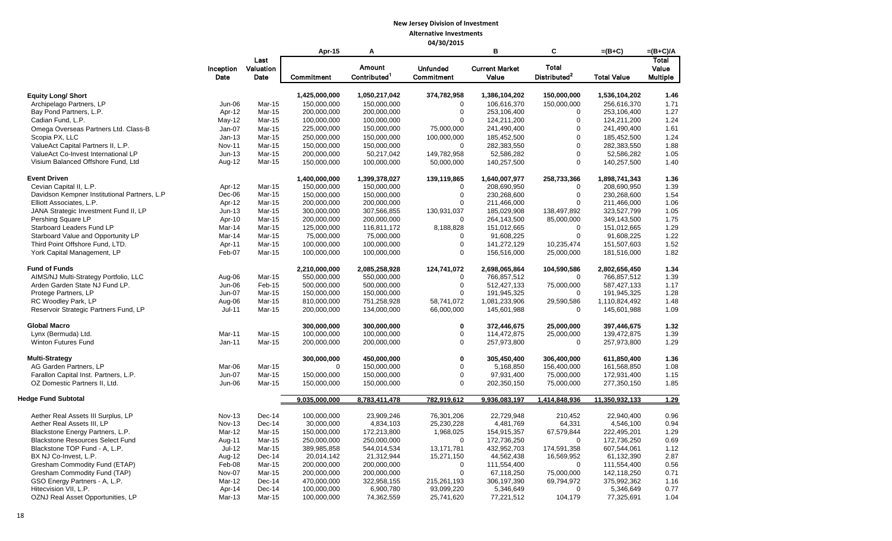**New Jersey Division of Investment**

**Alternative Investments**

**04/30/2015**

| | Inception Date | Last Valuation Date | Apr-15 Commitment | A Amount Contributed[1] | Unfunded Commitment | B Current Market Value | C Total Distributed[2] | =(B+C) Total Value | =(B+C)/A Total Value Multiple |
|---|---|---|---|---|---|---|---|---|---|
| **Equity Long/ Short** | | | **1,425,000,000** | **1,050,217,042** | **374,782,958** | **1,386,104,202** | **150,000,000** | **1,536,104,202** | **1.46** |
| Archipelago Partners, LP | Jun-06 | Mar-15 | 150,000,000 | 150,000,000 | 0 | 106,616,370 | 150,000,000 | 256,616,370 | 1.71 |
| Bay Pond Partners, L.P. | Apr-12 | Mar-15 | 200,000,000 | 200,000,000 | 0 | 253,106,400 | 0 | 253,106,400 | 1.27 |
| Cadian Fund, L.P. | May-12 | Mar-15 | 100,000,000 | 100,000,000 | 0 | 124,211,200 | 0 | 124,211,200 | 1.24 |
| Omega Overseas Partners Ltd. Class-B | Jan-07 | Mar-15 | 225,000,000 | 150,000,000 | 75,000,000 | 241,490,400 | 0 | 241,490,400 | 1.61 |
| Scopia PX, LLC | Jan-13 | Mar-15 | 250,000,000 | 150,000,000 | 100,000,000 | 185,452,500 | 0 | 185,452,500 | 1.24 |
| ValueAct Capital Partners II, L.P. | Nov-11 | Mar-15 | 150,000,000 | 150,000,000 | 0 | 282,383,550 | 0 | 282,383,550 | 1.88 |
| ValueAct Co-Invest International LP | Jun-13 | Mar-15 | 200,000,000 | 50,217,042 | 149,782,958 | 52,586,282 | 0 | 52,586,282 | 1.05 |
| Visium Balanced Offshore Fund, Ltd | Aug-12 | Mar-15 | 150,000,000 | 100,000,000 | 50,000,000 | 140,257,500 | 0 | 140,257,500 | 1.40 |
| **Event Driven** | | | **1,400,000,000** | **1,399,378,027** | **139,119,865** | **1,640,007,977** | **258,733,366** | **1,898,741,343** | **1.36** |
| Cevian Capital II, L.P. | Apr-12 | Mar-15 | 150,000,000 | 150,000,000 | 0 | 208,690,950 | 0 | 208,690,950 | 1.39 |
| Davidson Kempner Institutional Partners, L.P | Dec-06 | Mar-15 | 150,000,000 | 150,000,000 | 0 | 230,268,600 | 0 | 230,268,600 | 1.54 |
| Elliott Associates, L.P. | Apr-12 | Mar-15 | 200,000,000 | 200,000,000 | 0 | 211,466,000 | 0 | 211,466,000 | 1.06 |
| JANA Strategic Investment Fund II, LP | Jun-13 | Mar-15 | 300,000,000 | 307,566,855 | 130,931,037 | 185,029,908 | 138,497,892 | 323,527,799 | 1.05 |
| Pershing Square LP | Apr-10 | Mar-15 | 200,000,000 | 200,000,000 | 0 | 264,143,500 | 85,000,000 | 349,143,500 | 1.75 |
| Starboard Leaders Fund LP | Mar-14 | Mar-15 | 125,000,000 | 116,811,172 | 8,188,828 | 151,012,665 | 0 | 151,012,665 | 1.29 |
| Starboard Value and Opportunity LP | Mar-14 | Mar-15 | 75,000,000 | 75,000,000 | 0 | 91,608,225 | 0 | 91,608,225 | 1.22 |
| Third Point Offshore Fund, LTD. | Apr-11 | Mar-15 | 100,000,000 | 100,000,000 | 0 | 141,272,129 | 10,235,474 | 151,507,603 | 1.52 |
| York Capital Management, LP | Feb-07 | Mar-15 | 100,000,000 | 100,000,000 | 0 | 156,516,000 | 25,000,000 | 181,516,000 | 1.82 |
| **Fund of Funds** | | | **2,210,000,000** | **2,085,258,928** | **124,741,072** | **2,698,065,864** | **104,590,586** | **2,802,656,450** | **1.34** |
| AIMS/NJ Multi-Strategy Portfolio, LLC | Aug-06 | Mar-15 | 550,000,000 | 550,000,000 | 0 | 766,857,512 | 0 | 766,857,512 | 1.39 |
| Arden Garden State NJ Fund LP. | Jun-06 | Feb-15 | 500,000,000 | 500,000,000 | 0 | 512,427,133 | 75,000,000 | 587,427,133 | 1.17 |
| Protege Partners, LP | Jun-07 | Mar-15 | 150,000,000 | 150,000,000 | 0 | 191,945,325 | 0 | 191,945,325 | 1.28 |
| RC Woodley Park, LP | Aug-06 | Mar-15 | 810,000,000 | 751,258,928 | 58,741,072 | 1,081,233,906 | 29,590,586 | 1,110,824,492 | 1.48 |
| Reservoir Strategic Partners Fund, LP | Jul-11 | Mar-15 | 200,000,000 | 134,000,000 | 66,000,000 | 145,601,988 | 0 | 145,601,988 | 1.09 |
| **Global Macro** | | | **300,000,000** | **300,000,000** | **0** | **372,446,675** | **25,000,000** | **397,446,675** | **1.32** |
| Lynx (Bermuda) Ltd. | Mar-11 | Mar-15 | 100,000,000 | 100,000,000 | 0 | 114,472,875 | 25,000,000 | 139,472,875 | 1.39 |
| Winton Futures Fund | Jan-11 | Mar-15 | 200,000,000 | 200,000,000 | 0 | 257,973,800 | 0 | 257,973,800 | 1.29 |
| **Multi-Strategy** | | | **300,000,000** | **450,000,000** | **0** | **305,450,400** | **306,400,000** | **611,850,400** | **1.36** |
| AG Garden Partners, LP | Mar-06 | Mar-15 | 0 | 150,000,000 | 0 | 5,168,850 | 156,400,000 | 161,568,850 | 1.08 |
| Farallon Capital Inst. Partners, L.P. | Jun-07 | Mar-15 | 150,000,000 | 150,000,000 | 0 | 97,931,400 | 75,000,000 | 172,931,400 | 1.15 |
| OZ Domestic Partners II, Ltd. | Jun-06 | Mar-15 | 150,000,000 | 150,000,000 | 0 | 202,350,150 | 75,000,000 | 277,350,150 | 1.85 |
| **Hedge Fund Subtotal** | | | **9,035,000,000** | **8,783,411,478** | **782,919,612** | **9,936,083,197** | **1,414,848,936** | **11,350,932,133** | **1.29** |
| Aether Real Assets III Surplus, LP | Nov-13 | Dec-14 | 100,000,000 | 23,909,246 | 76,301,206 | 22,729,948 | 210,452 | 22,940,400 | 0.96 |
| Aether Real Assets III, LP | Nov-13 | Dec-14 | 30,000,000 | 4,834,103 | 25,230,228 | 4,481,769 | 64,331 | 4,546,100 | 0.94 |
| Blackstone Energy Partners, L.P. | Mar-12 | Mar-15 | 150,000,000 | 172,213,800 | 1,968,025 | 154,915,357 | 67,579,844 | 222,495,201 | 1.29 |
| Blackstone Resources Select Fund | Aug-11 | Mar-15 | 250,000,000 | 250,000,000 | 0 | 172,736,250 | 0 | 172,736,250 | 0.69 |
| Blackstone TOP Fund - A, L.P. | Jul-12 | Mar-15 | 389,985,858 | 544,014,534 | 13,171,781 | 432,952,703 | 174,591,358 | 607,544,061 | 1.12 |
| BX NJ Co-Invest, L.P. | Aug-12 | Dec-14 | 20,014,142 | 21,312,944 | 15,271,150 | 44,562,438 | 16,569,952 | 61,132,390 | 2.87 |
| Gresham Commodity Fund (ETAP) | Feb-08 | Mar-15 | 200,000,000 | 200,000,000 | 0 | 111,554,400 | 0 | 111,554,400 | 0.56 |
| Gresham Commodity Fund (TAP) | Nov-07 | Mar-15 | 200,000,000 | 200,000,000 | 0 | 67,118,250 | 75,000,000 | 142,118,250 | 0.71 |
| GSO Energy Partners - A, L.P. | Mar-12 | Dec-14 | 470,000,000 | 322,958,155 | 215,261,193 | 306,197,390 | 69,794,972 | 375,992,362 | 1.16 |
| Hitecvision VII, L.P. | Apr-14 | Dec-14 | 100,000,000 | 6,900,780 | 93,099,220 | 5,346,649 | 0 | 5,346,649 | 0.77 |
| OZNJ Real Asset Opportunities, LP | Mar-13 | Mar-15 | 100,000,000 | 74,362,559 | 25,741,620 | 77,221,512 | 104,179 | 77,325,691 | 1.04 |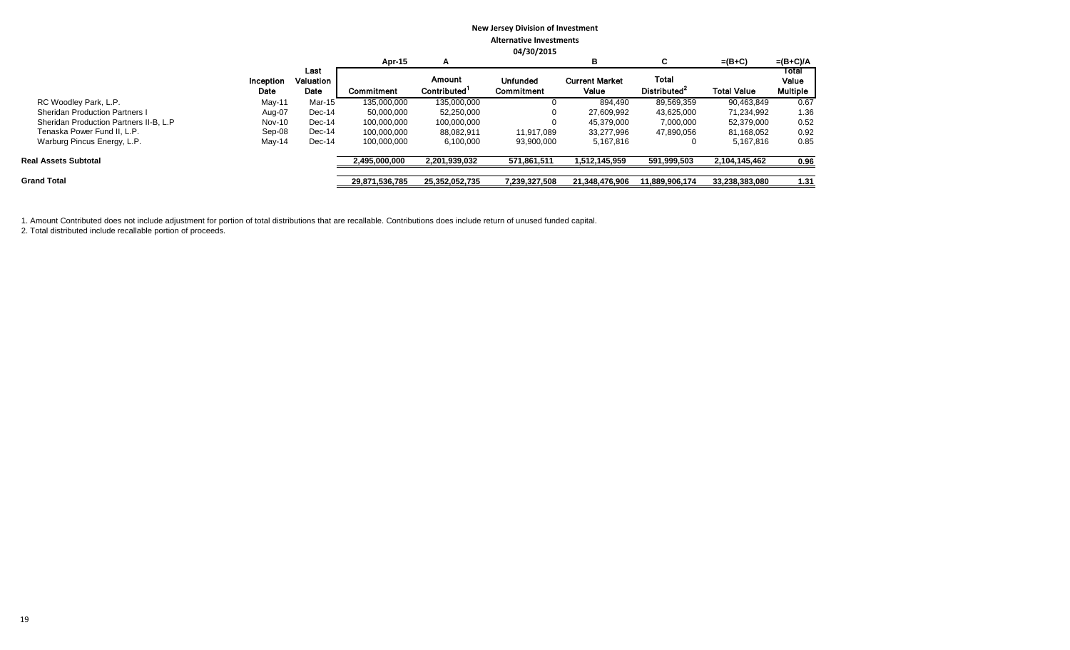**New Jersey Division of Investment**

**Alternative Investments**

**04/30/2015**

| | Inception Date | Last Valuation Date | Apr-15 Commitment | A Amount Contributed[1] | Unfunded Commitment | B Current Market Value | C Total Distributed[2] | =(B+C) Total Value | =(B+C)/A Total Value Multiple |
|---|---|---|---|---|---|---|---|---|---|
| RC Woodley Park, L.P. | May-11 | Mar-15 | 135,000,000 | 135,000,000 | 0 | 894,490 | 89,569,359 | 90,463,849 | 0.67 |
| Sheridan Production Partners I | Aug-07 | Dec-14 | 50,000,000 | 52,250,000 | 0 | 27,609,992 | 43,625,000 | 71,234,992 | 1.36 |
| Sheridan Production Partners II-B, L.P | Nov-10 | Dec-14 | 100,000,000 | 100,000,000 | 0 | 45,379,000 | 7,000,000 | 52,379,000 | 0.52 |
| Tenaska Power Fund II, L.P. | Sep-08 | Dec-14 | 100,000,000 | 88,082,911 | 11,917,089 | 33,277,996 | 47,890,056 | 81,168,052 | 0.92 |
| Warburg Pincus Energy, L.P. | May-14 | Dec-14 | 100,000,000 | 6,100,000 | 93,900,000 | 5,167,816 | 0 | 5,167,816 | 0.85 |
| **Real Assets Subtotal** | | | 2,495,000,000 | 2,201,939,032 | 571,861,511 | 1,512,145,959 | 591,999,503 | 2,104,145,462 | 0.96 |
| **Grand Total** | | | 29,871,536,785 | 25,352,052,735 | 7,239,327,508 | 21,348,476,906 | 11,889,906,174 | 33,238,383,080 | 1.31 |

1. Amount Contributed does not include adjustment for portion of total distributions that are recallable. Contributions does include return of unused funded capital.
2. Total distributed include recallable portion of proceeds.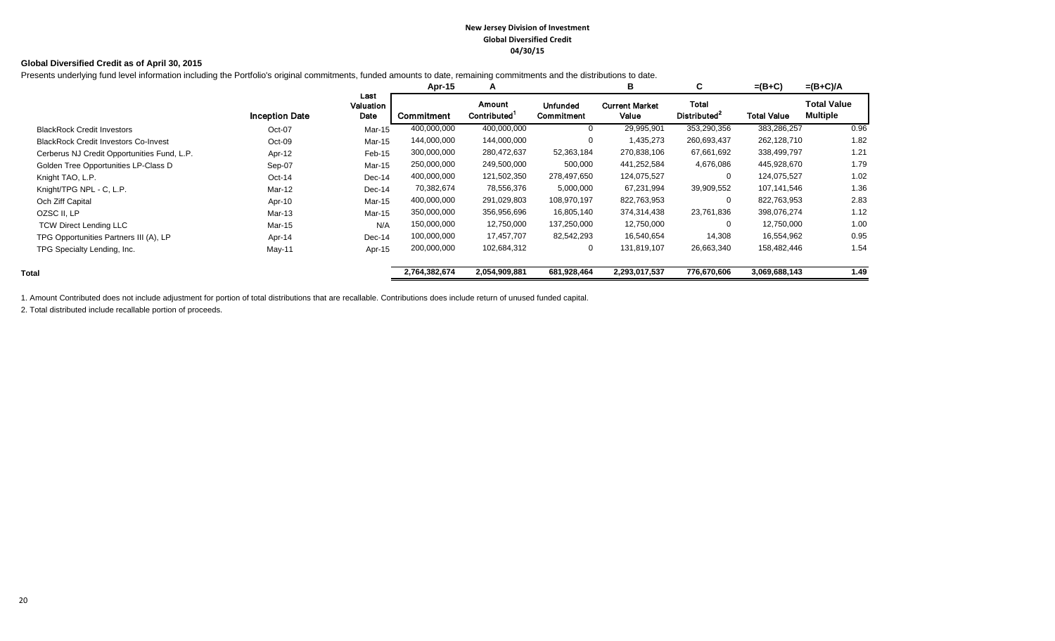**New Jersey Division of Investment**
**Global Diversified Credit**
**04/30/15**

**Global Diversified Credit as of April 30, 2015**

Presents underlying fund level information including the Portfolio's original commitments, funded amounts to date, remaining commitments and the distributions to date.

| | | | Apr-15 | A | | B | C | =(B+C) | =(B+C)/A |
|---|---|---|---|---|---|---|---|---|---|
| | Inception Date | Last Valuation Date | Commitment | Amount Contributed[1] | Unfunded Commitment | Current Market Value | Total Distributed[2] | Total Value | Total Value Multiple |
| BlackRock Credit Investors | Oct-07 | Mar-15 | 400,000,000 | 400,000,000 | 0 | 29,995,901 | 353,290,356 | 383,286,257 | 0.96 |
| BlackRock Credit Investors Co-Invest | Oct-09 | Mar-15 | 144,000,000 | 144,000,000 | 0 | 1,435,273 | 260,693,437 | 262,128,710 | 1.82 |
| Cerberus NJ Credit Opportunities Fund, L.P. | Apr-12 | Feb-15 | 300,000,000 | 280,472,637 | 52,363,184 | 270,838,106 | 67,661,692 | 338,499,797 | 1.21 |
| Golden Tree Opportunities LP-Class D | Sep-07 | Mar-15 | 250,000,000 | 249,500,000 | 500,000 | 441,252,584 | 4,676,086 | 445,928,670 | 1.79 |
| Knight TAO, L.P. | Oct-14 | Dec-14 | 400,000,000 | 121,502,350 | 278,497,650 | 124,075,527 | 0 | 124,075,527 | 1.02 |
| Knight/TPG NPL - C, L.P. | Mar-12 | Dec-14 | 70,382,674 | 78,556,376 | 5,000,000 | 67,231,994 | 39,909,552 | 107,141,546 | 1.36 |
| Och Ziff Capital | Apr-10 | Mar-15 | 400,000,000 | 291,029,803 | 108,970,197 | 822,763,953 | 0 | 822,763,953 | 2.83 |
| OZSC II, LP | Mar-13 | Mar-15 | 350,000,000 | 356,956,696 | 16,805,140 | 374,314,438 | 23,761,836 | 398,076,274 | 1.12 |
| TCW Direct Lending LLC | Mar-15 | N/A | 150,000,000 | 12,750,000 | 137,250,000 | 12,750,000 | 0 | 12,750,000 | 1.00 |
| TPG Opportunities Partners III (A), LP | Apr-14 | Dec-14 | 100,000,000 | 17,457,707 | 82,542,293 | 16,540,654 | 14,308 | 16,554,962 | 0.95 |
| TPG Specialty Lending, Inc. | May-11 | Apr-15 | 200,000,000 | 102,684,312 | 0 | 131,819,107 | 26,663,340 | 158,482,446 | 1.54 |
| **Total** | | | **2,764,382,674** | **2,054,909,881** | **681,928,464** | **2,293,017,537** | **776,670,606** | **3,069,688,143** | **1.49** |

1. Amount Contributed does not include adjustment for portion of total distributions that are recallable. Contributions does include return of unused funded capital.

2. Total distributed include recallable portion of proceeds.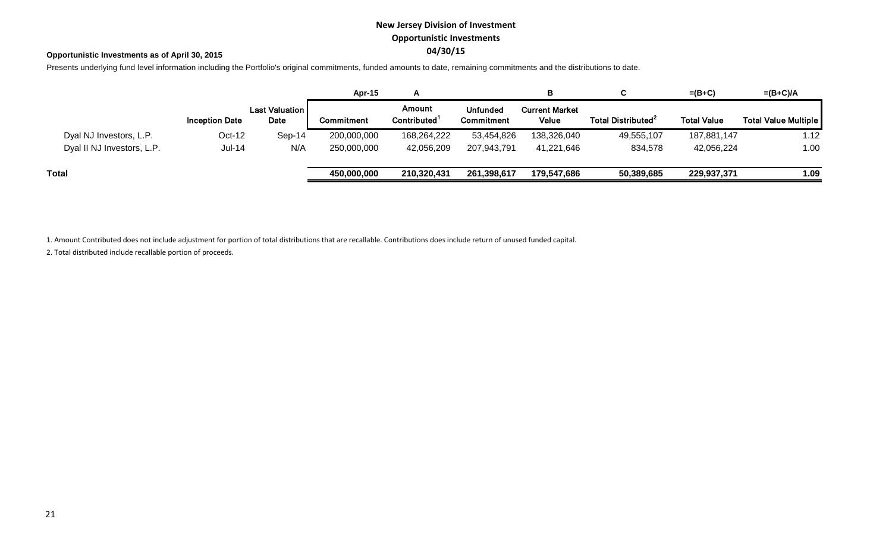# New Jersey Division of Investment

## Opportunistic Investments

## 04/30/15

**Opportunistic Investments as of April 30, 2015**

Presents underlying fund level information including the Portfolio's original commitments, funded amounts to date, remaining commitments and the distributions to date.

| | | | Apr-15 | A | | B | C | =(B+C) | =(B+C)/A |
|---|---|---|---|---|---|---|---|---|---|
| | Inception Date | Last Valuation Date | Commitment | Amount Contributed[1] | Unfunded Commitment | Current Market Value | Total Distributed[2] | Total Value | Total Value Multiple |
| Dyal NJ Investors, L.P. | Oct-12 | Sep-14 | 200,000,000 | 168,264,222 | 53,454,826 | 138,326,040 | 49,555,107 | 187,881,147 | 1.12 |
| Dyal II NJ Investors, L.P. | Jul-14 | N/A | 250,000,000 | 42,056,209 | 207,943,791 | 41,221,646 | 834,578 | 42,056,224 | 1.00 |
| **Total** | | | **450,000,000** | **210,320,431** | **261,398,617** | **179,547,686** | **50,389,685** | **229,937,371** | **1.09** |

1. Amount Contributed does not include adjustment for portion of total distributions that are recallable. Contributions does include return of unused funded capital.

2. Total distributed include recallable portion of proceeds.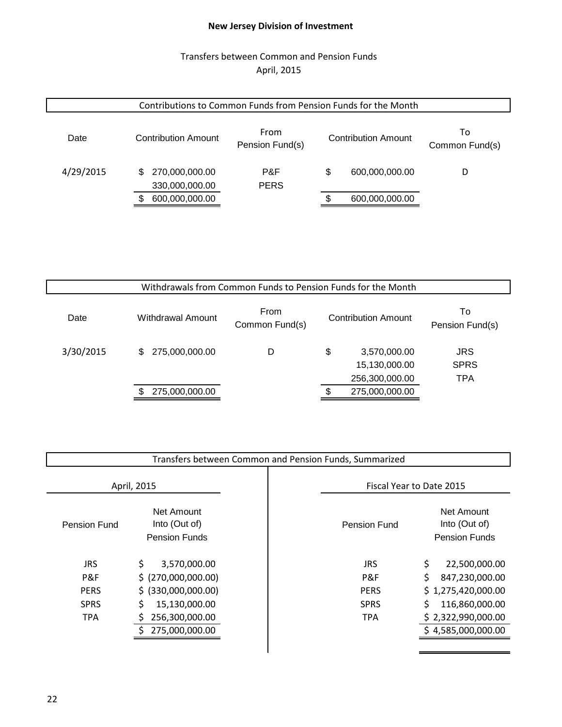**New Jersey Division of Investment**

Transfers between Common and Pension Funds
April, 2015

| Contributions to Common Funds from Pension Funds for the Month | | | | |
|---|---|---|---|---|
| Date | Contribution Amount | From Pension Fund(s) | Contribution Amount | To Common Fund(s) |
| 4/29/2015 | $ 270,000,000.00 | P&F | $ 600,000,000.00 | D |
| | 330,000,000.00 | PERS | | |
| | $ 600,000,000.00 | | $ 600,000,000.00 | |

| Withdrawals from Common Funds to Pension Funds for the Month | | | | |
|---|---|---|---|---|
| Date | Withdrawal Amount | From Common Fund(s) | Contribution Amount | To Pension Fund(s) |
| 3/30/2015 | $ 275,000,000.00 | D | $ 3,570,000.00 | JRS |
| | | | 15,130,000.00 | SPRS |
| | | | 256,300,000.00 | TPA |
| | $ 275,000,000.00 | | $ 275,000,000.00 | |

Transfers between Common and Pension Funds, Summarized

| April, 2015 | | Fiscal Year to Date 2015 | |
|---|---|---|---|
| Pension Fund | Net Amount Into (Out of) Pension Funds | Pension Fund | Net Amount Into (Out of) Pension Funds |
| JRS | $ 3,570,000.00 | JRS | $ 22,500,000.00 |
| P&F | $ (270,000,000.00) | P&F | $ 847,230,000.00 |
| PERS | $ (330,000,000.00) | PERS | $ 1,275,420,000.00 |
| SPRS | $ 15,130,000.00 | SPRS | $ 116,860,000.00 |
| TPA | $ 256,300,000.00 | TPA | $ 2,322,990,000.00 |
| | $ 275,000,000.00 | | $ 4,585,000,000.00 |